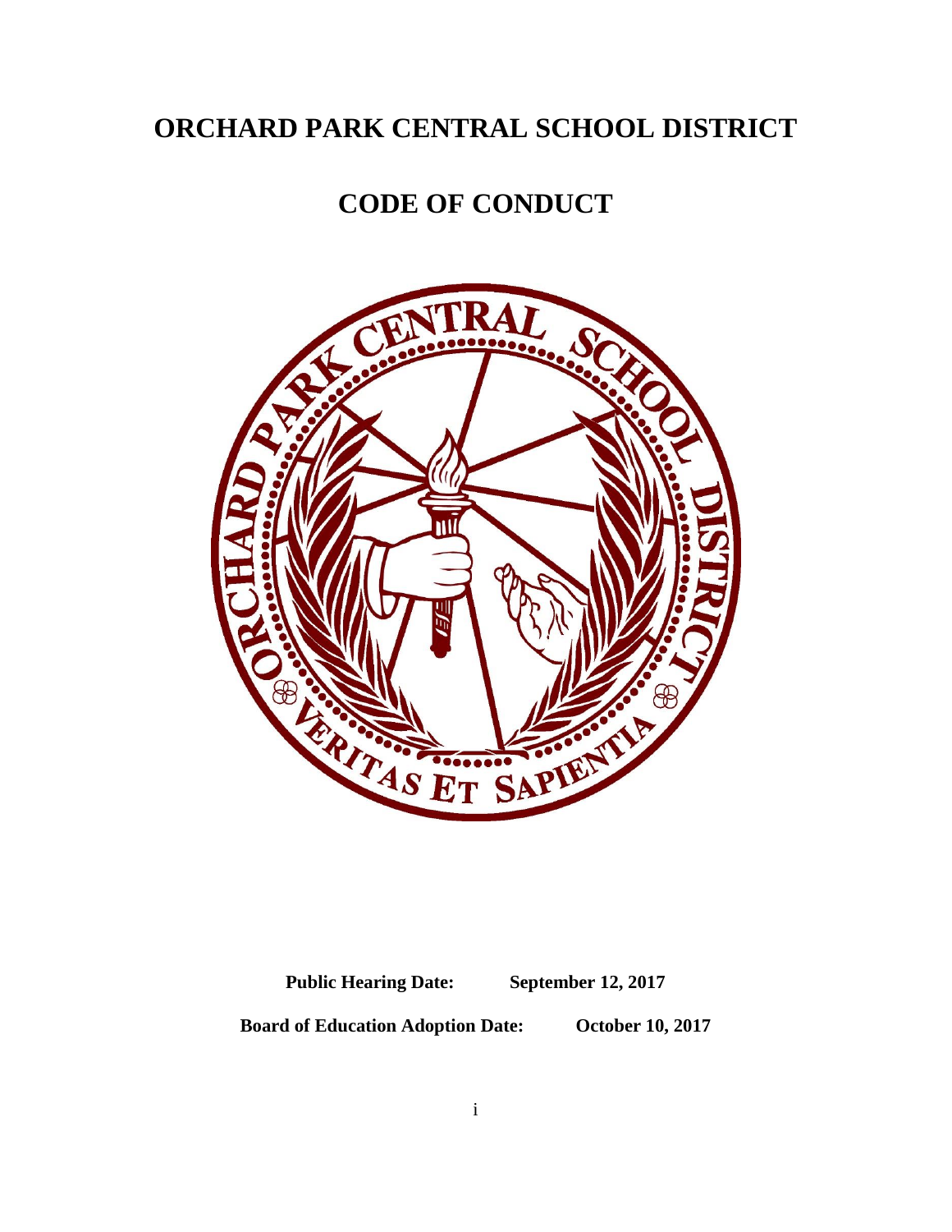# ORCHARD PARK CENTRAL SCHOOL DISTRICT

## CODE OF CONDUCT

**Public Hearing Date:** **September 12, 2017**

**Board of Education Adoption Date:** **October 10, 2017**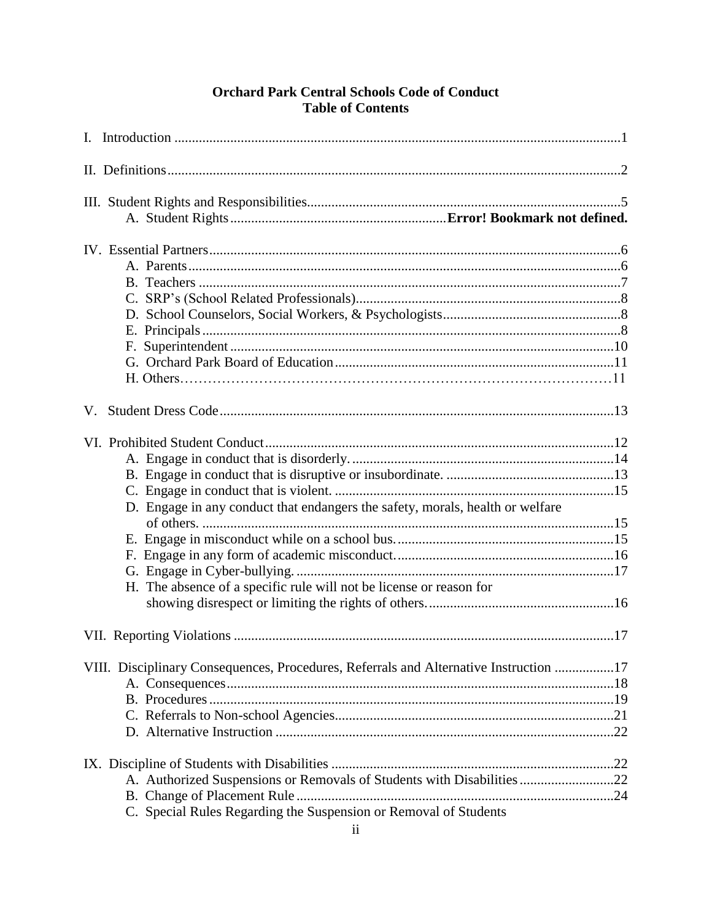# Orchard Park Central Schools Code of Conduct
## Table of Contents

I. Introduction ....1

II. Definitions ....2

III. Student Rights and Responsibilities ....5
- A. Student Rights .... **Error! Bookmark not defined.**

IV. Essential Partners ....6
- A. Parents ....6
- B. Teachers ....7
- C. SRP's (School Related Professionals) ....8
- D. School Counselors, Social Workers, & Psychologists ....8
- E. Principals ....8
- F. Superintendent ....10
- G. Orchard Park Board of Education ....11
- H. Others ....11

V. Student Dress Code ....13

VI. Prohibited Student Conduct ....12
- A. Engage in conduct that is disorderly. ....14
- B. Engage in conduct that is disruptive or insubordinate. ....13
- C. Engage in conduct that is violent. ....15
- D. Engage in any conduct that endangers the safety, morals, health or welfare of others. ....15
- E. Engage in misconduct while on a school bus. ....15
- F. Engage in any form of academic misconduct. ....16
- G. Engage in Cyber-bullying. ....17
- H. The absence of a specific rule will not be license or reason for showing disrespect or limiting the rights of others. ....16

VII. Reporting Violations ....17

VIII. Disciplinary Consequences, Procedures, Referrals and Alternative Instruction ....17
- A. Consequences ....18
- B. Procedures ....19
- C. Referrals to Non-school Agencies ....21
- D. Alternative Instruction ....22

IX. Discipline of Students with Disabilities ....22
- A. Authorized Suspensions or Removals of Students with Disabilities ....22
- B. Change of Placement Rule ....24
- C. Special Rules Regarding the Suspension or Removal of Students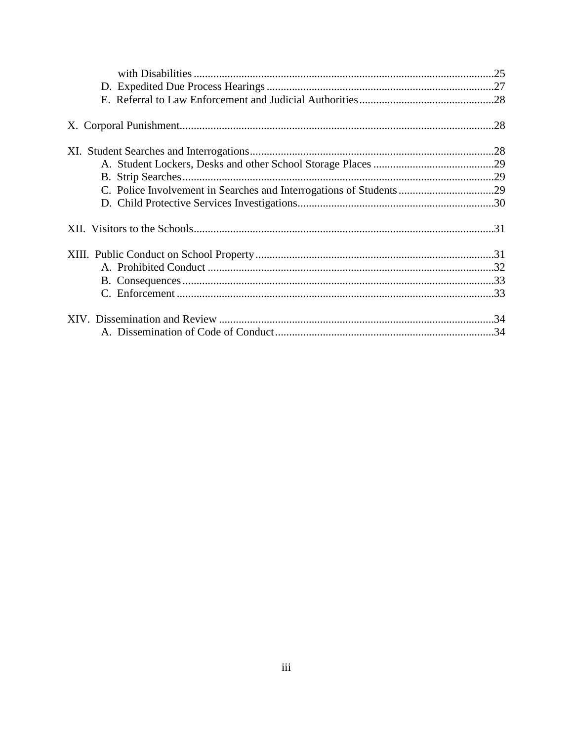with Disabilities ..........................................................................................................25
D. Expedited Due Process Hearings .................................................................................27
E. Referral to Law Enforcement and Judicial Authorities ................................................28

X. Corporal Punishment..............................................................................................................28

XI. Student Searches and Interrogations.......................................................................................28
A. Student Lockers, Desks and other School Storage Places ...........................................29
B. Strip Searches..............................................................................................................29
C. Police Involvement in Searches and Interrogations of Students ..................................29
D. Child Protective Services Investigations......................................................................30

XII. Visitors to the Schools..........................................................................................................31

XIII. Public Conduct on School Property ....................................................................................31
A. Prohibited Conduct .....................................................................................................32
B. Consequences..............................................................................................................33
C. Enforcement ................................................................................................................33

XIV. Dissemination and Review .................................................................................................34
A. Dissemination of Code of Conduct.............................................................................34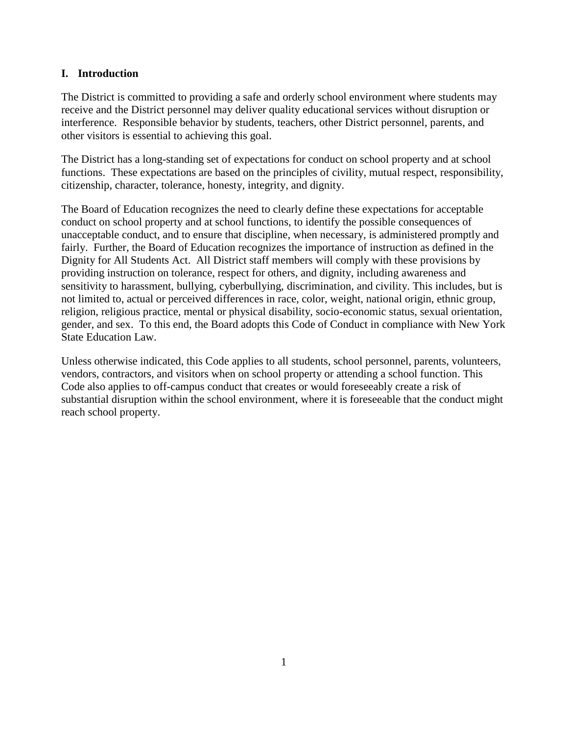## I. Introduction

The District is committed to providing a safe and orderly school environment where students may receive and the District personnel may deliver quality educational services without disruption or interference. Responsible behavior by students, teachers, other District personnel, parents, and other visitors is essential to achieving this goal.

The District has a long-standing set of expectations for conduct on school property and at school functions. These expectations are based on the principles of civility, mutual respect, responsibility, citizenship, character, tolerance, honesty, integrity, and dignity.

The Board of Education recognizes the need to clearly define these expectations for acceptable conduct on school property and at school functions, to identify the possible consequences of unacceptable conduct, and to ensure that discipline, when necessary, is administered promptly and fairly. Further, the Board of Education recognizes the importance of instruction as defined in the Dignity for All Students Act. All District staff members will comply with these provisions by providing instruction on tolerance, respect for others, and dignity, including awareness and sensitivity to harassment, bullying, cyberbullying, discrimination, and civility. This includes, but is not limited to, actual or perceived differences in race, color, weight, national origin, ethnic group, religion, religious practice, mental or physical disability, socio-economic status, sexual orientation, gender, and sex. To this end, the Board adopts this Code of Conduct in compliance with New York State Education Law.

Unless otherwise indicated, this Code applies to all students, school personnel, parents, volunteers, vendors, contractors, and visitors when on school property or attending a school function. This Code also applies to off-campus conduct that creates or would foreseeably create a risk of substantial disruption within the school environment, where it is foreseeable that the conduct might reach school property.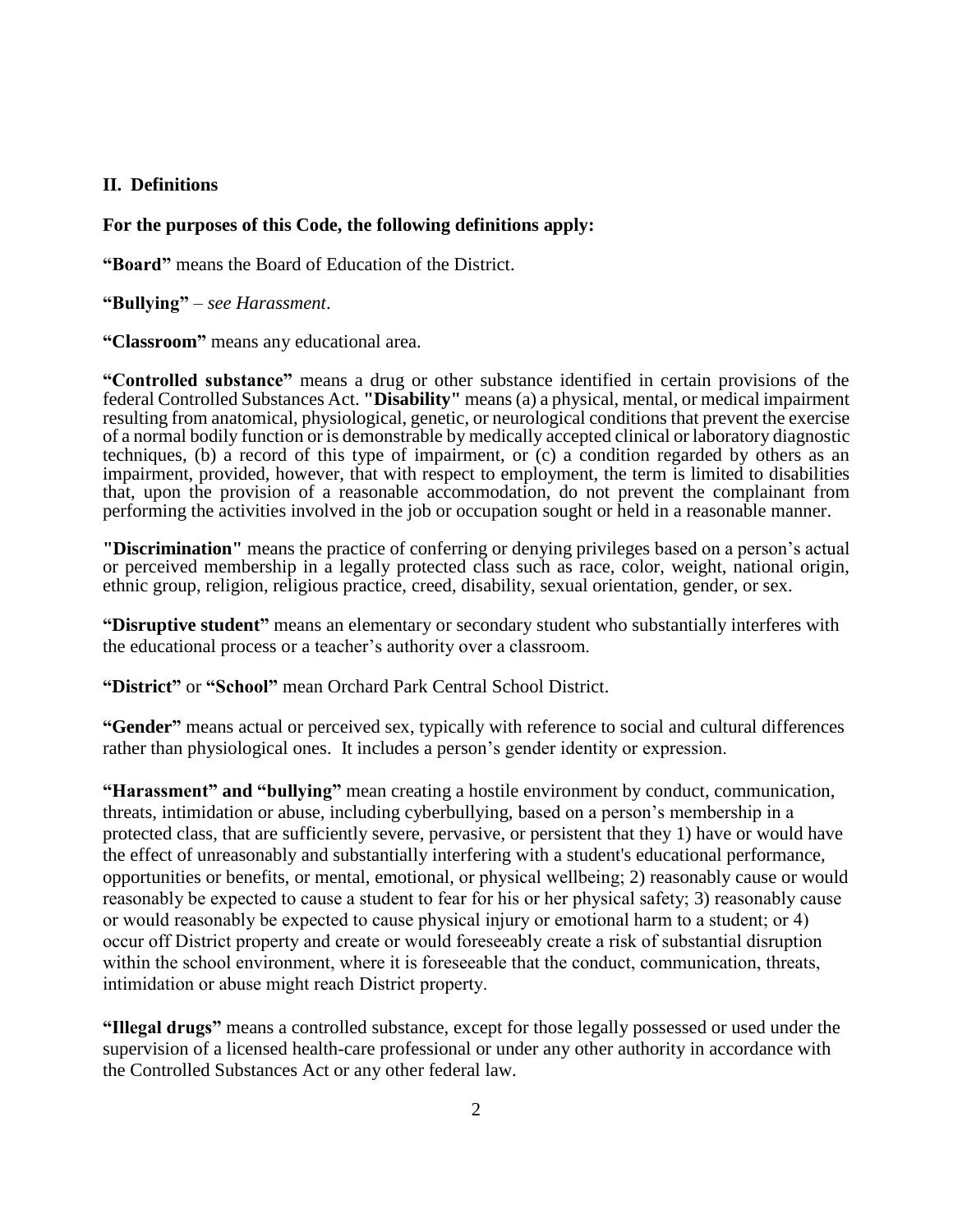## II. Definitions

**For the purposes of this Code, the following definitions apply:**

**"Board"** means the Board of Education of the District.

**"Bullying"** – *see Harassment*.

**"Classroom"** means any educational area.

**"Controlled substance"** means a drug or other substance identified in certain provisions of the federal Controlled Substances Act. **"Disability"** means (a) a physical, mental, or medical impairment resulting from anatomical, physiological, genetic, or neurological conditions that prevent the exercise of a normal bodily function or is demonstrable by medically accepted clinical or laboratory diagnostic techniques, (b) a record of this type of impairment, or (c) a condition regarded by others as an impairment, provided, however, that with respect to employment, the term is limited to disabilities that, upon the provision of a reasonable accommodation, do not prevent the complainant from performing the activities involved in the job or occupation sought or held in a reasonable manner.

**"Discrimination"** means the practice of conferring or denying privileges based on a person's actual or perceived membership in a legally protected class such as race, color, weight, national origin, ethnic group, religion, religious practice, creed, disability, sexual orientation, gender, or sex.

**"Disruptive student"** means an elementary or secondary student who substantially interferes with the educational process or a teacher's authority over a classroom.

**"District"** or **"School"** mean Orchard Park Central School District.

**"Gender"** means actual or perceived sex, typically with reference to social and cultural differences rather than physiological ones. It includes a person's gender identity or expression.

**"Harassment" and "bullying"** mean creating a hostile environment by conduct, communication, threats, intimidation or abuse, including cyberbullying, based on a person's membership in a protected class, that are sufficiently severe, pervasive, or persistent that they 1) have or would have the effect of unreasonably and substantially interfering with a student's educational performance, opportunities or benefits, or mental, emotional, or physical wellbeing; 2) reasonably cause or would reasonably be expected to cause a student to fear for his or her physical safety; 3) reasonably cause or would reasonably be expected to cause physical injury or emotional harm to a student; or 4) occur off District property and create or would foreseeably create a risk of substantial disruption within the school environment, where it is foreseeable that the conduct, communication, threats, intimidation or abuse might reach District property.

**"Illegal drugs"** means a controlled substance, except for those legally possessed or used under the supervision of a licensed health-care professional or under any other authority in accordance with the Controlled Substances Act or any other federal law.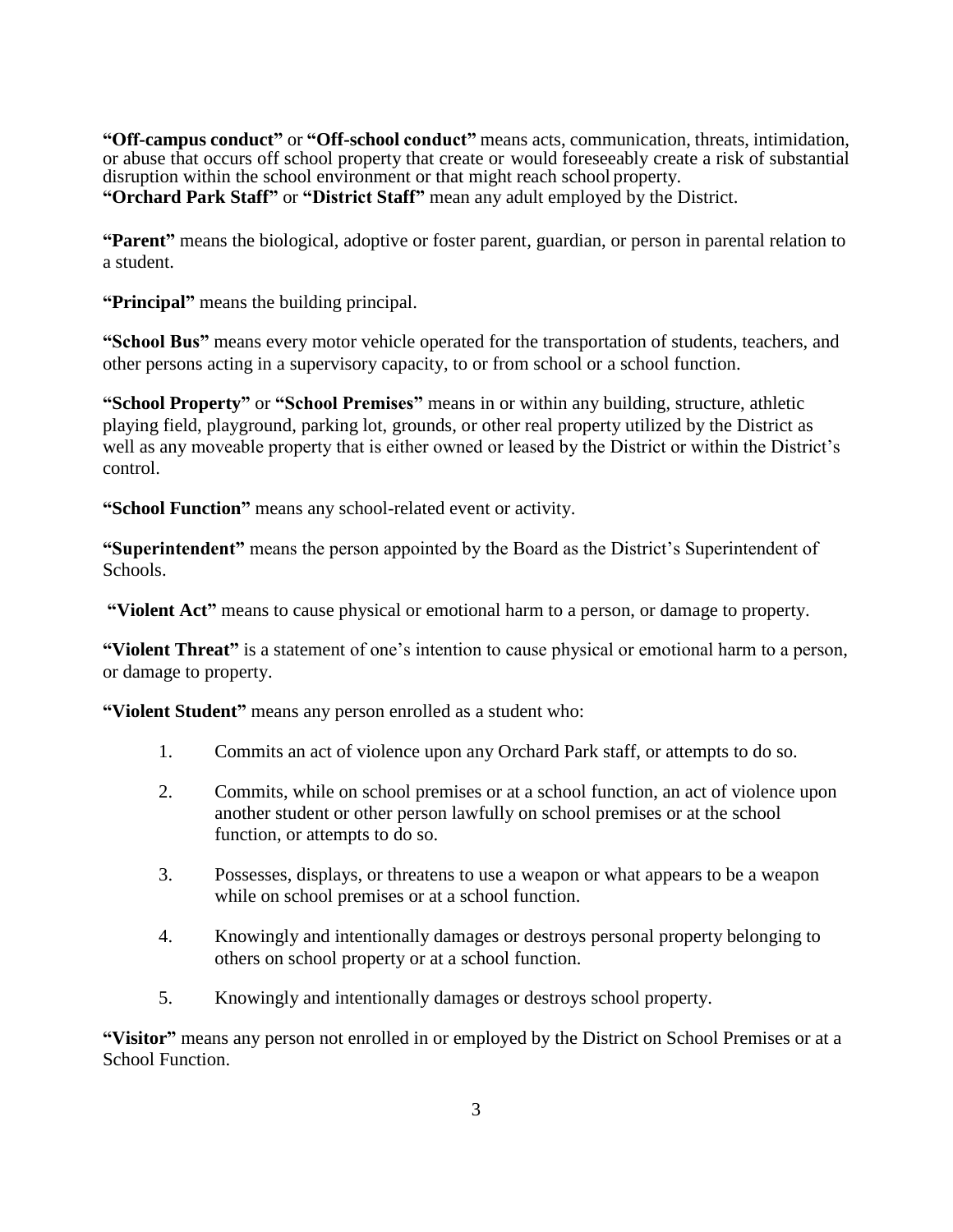**"Off-campus conduct"** or **"Off-school conduct"** means acts, communication, threats, intimidation, or abuse that occurs off school property that create or would foreseeably create a risk of substantial disruption within the school environment or that might reach school property.
**"Orchard Park Staff"** or **"District Staff"** mean any adult employed by the District.

**"Parent"** means the biological, adoptive or foster parent, guardian, or person in parental relation to a student.

**"Principal"** means the building principal.

**"School Bus"** means every motor vehicle operated for the transportation of students, teachers, and other persons acting in a supervisory capacity, to or from school or a school function.

**"School Property"** or **"School Premises"** means in or within any building, structure, athletic playing field, playground, parking lot, grounds, or other real property utilized by the District as well as any moveable property that is either owned or leased by the District or within the District's control.

**"School Function"** means any school-related event or activity.

**"Superintendent"** means the person appointed by the Board as the District's Superintendent of Schools.

**"Violent Act"** means to cause physical or emotional harm to a person, or damage to property.

**"Violent Threat"** is a statement of one's intention to cause physical or emotional harm to a person, or damage to property.

**"Violent Student"** means any person enrolled as a student who:

1. Commits an act of violence upon any Orchard Park staff, or attempts to do so.
2. Commits, while on school premises or at a school function, an act of violence upon another student or other person lawfully on school premises or at the school function, or attempts to do so.
3. Possesses, displays, or threatens to use a weapon or what appears to be a weapon while on school premises or at a school function.
4. Knowingly and intentionally damages or destroys personal property belonging to others on school property or at a school function.
5. Knowingly and intentionally damages or destroys school property.

**"Visitor"** means any person not enrolled in or employed by the District on School Premises or at a School Function.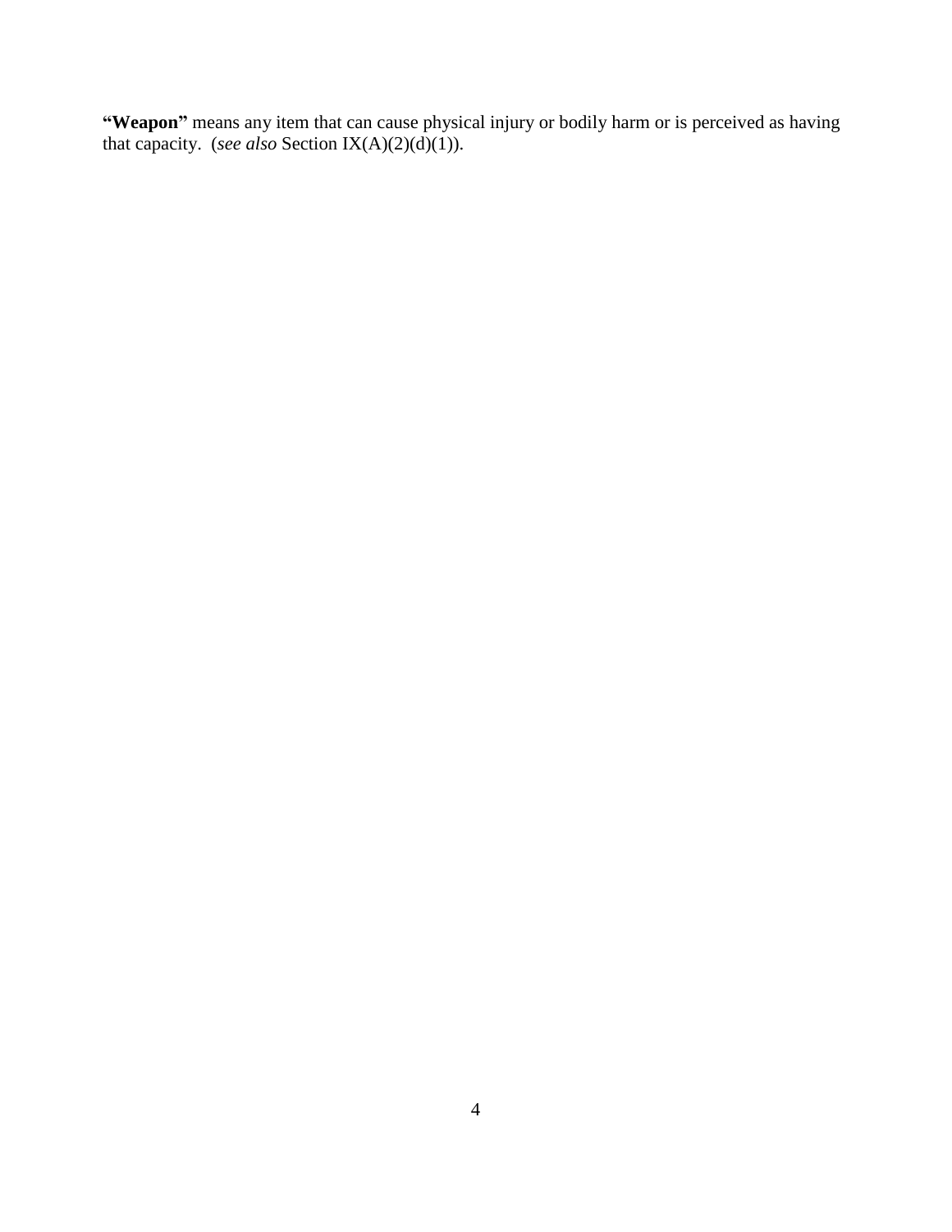**"Weapon"** means any item that can cause physical injury or bodily harm or is perceived as having that capacity. (*see also* Section IX(A)(2)(d)(1)).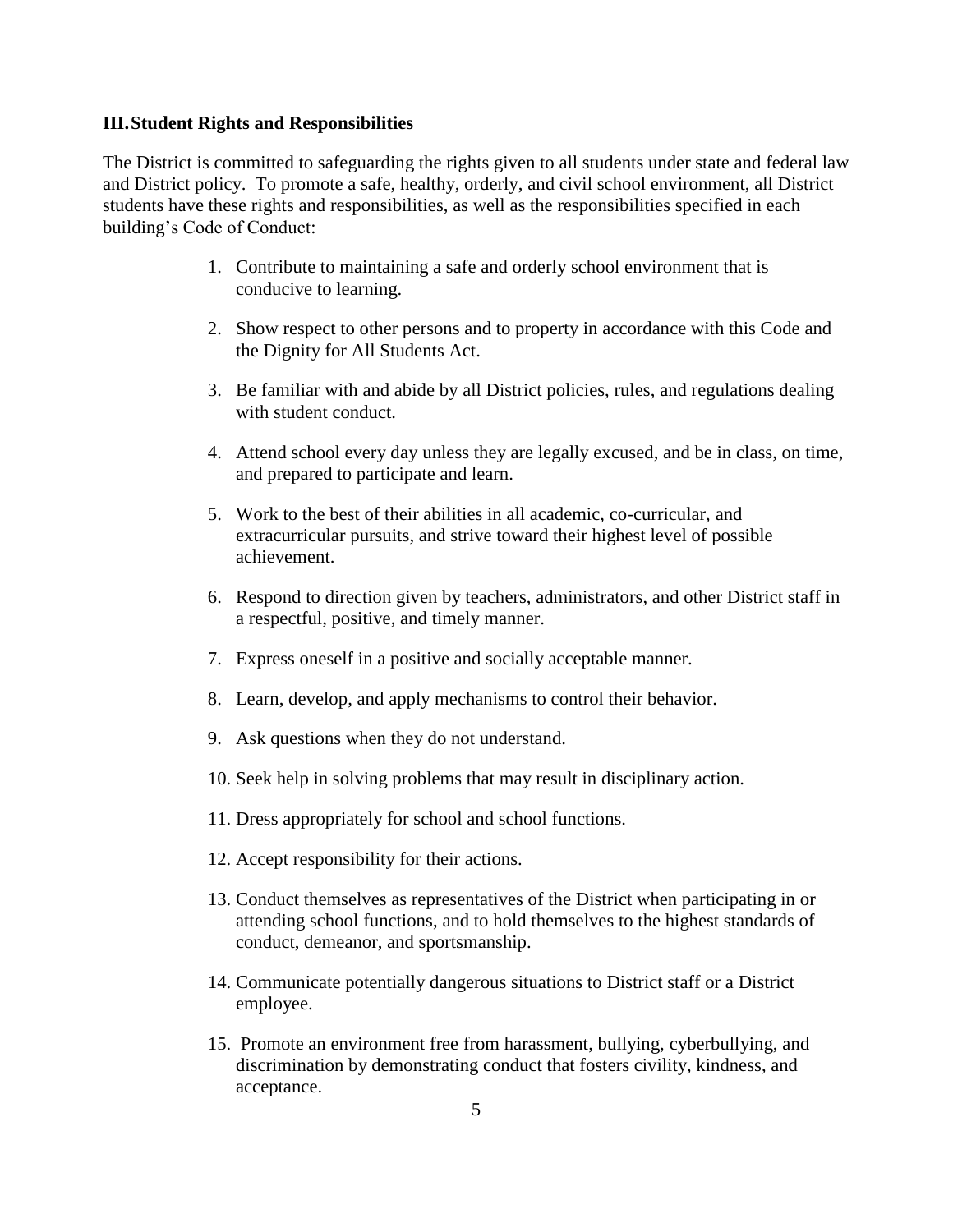### III. Student Rights and Responsibilities

The District is committed to safeguarding the rights given to all students under state and federal law and District policy. To promote a safe, healthy, orderly, and civil school environment, all District students have these rights and responsibilities, as well as the responsibilities specified in each building's Code of Conduct:

1. Contribute to maintaining a safe and orderly school environment that is conducive to learning.
2. Show respect to other persons and to property in accordance with this Code and the Dignity for All Students Act.
3. Be familiar with and abide by all District policies, rules, and regulations dealing with student conduct.
4. Attend school every day unless they are legally excused, and be in class, on time, and prepared to participate and learn.
5. Work to the best of their abilities in all academic, co-curricular, and extracurricular pursuits, and strive toward their highest level of possible achievement.
6. Respond to direction given by teachers, administrators, and other District staff in a respectful, positive, and timely manner.
7. Express oneself in a positive and socially acceptable manner.
8. Learn, develop, and apply mechanisms to control their behavior.
9. Ask questions when they do not understand.
10. Seek help in solving problems that may result in disciplinary action.
11. Dress appropriately for school and school functions.
12. Accept responsibility for their actions.
13. Conduct themselves as representatives of the District when participating in or attending school functions, and to hold themselves to the highest standards of conduct, demeanor, and sportsmanship.
14. Communicate potentially dangerous situations to District staff or a District employee.
15. Promote an environment free from harassment, bullying, cyberbullying, and discrimination by demonstrating conduct that fosters civility, kindness, and acceptance.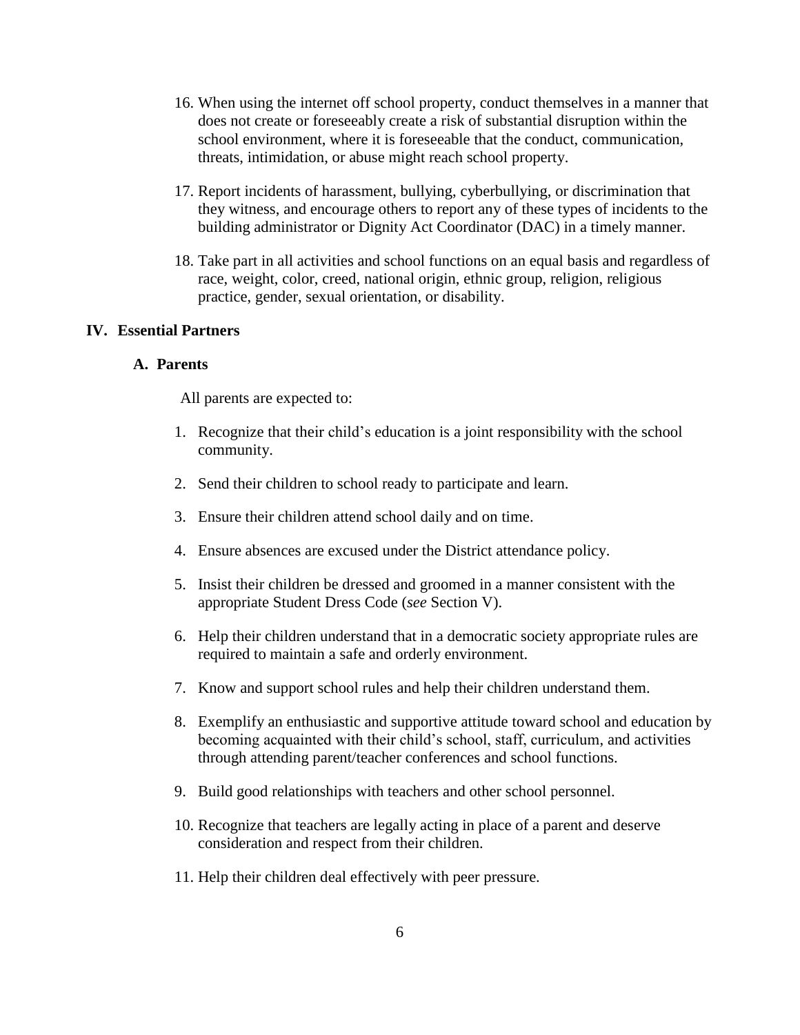16. When using the internet off school property, conduct themselves in a manner that does not create or foreseeably create a risk of substantial disruption within the school environment, where it is foreseeable that the conduct, communication, threats, intimidation, or abuse might reach school property.

17. Report incidents of harassment, bullying, cyberbullying, or discrimination that they witness, and encourage others to report any of these types of incidents to the building administrator or Dignity Act Coordinator (DAC) in a timely manner.

18. Take part in all activities and school functions on an equal basis and regardless of race, weight, color, creed, national origin, ethnic group, religion, religious practice, gender, sexual orientation, or disability.

## IV. Essential Partners

### A. Parents

All parents are expected to:

1. Recognize that their child's education is a joint responsibility with the school community.

2. Send their children to school ready to participate and learn.

3. Ensure their children attend school daily and on time.

4. Ensure absences are excused under the District attendance policy.

5. Insist their children be dressed and groomed in a manner consistent with the appropriate Student Dress Code (*see* Section V).

6. Help their children understand that in a democratic society appropriate rules are required to maintain a safe and orderly environment.

7. Know and support school rules and help their children understand them.

8. Exemplify an enthusiastic and supportive attitude toward school and education by becoming acquainted with their child's school, staff, curriculum, and activities through attending parent/teacher conferences and school functions.

9. Build good relationships with teachers and other school personnel.

10. Recognize that teachers are legally acting in place of a parent and deserve consideration and respect from their children.

11. Help their children deal effectively with peer pressure.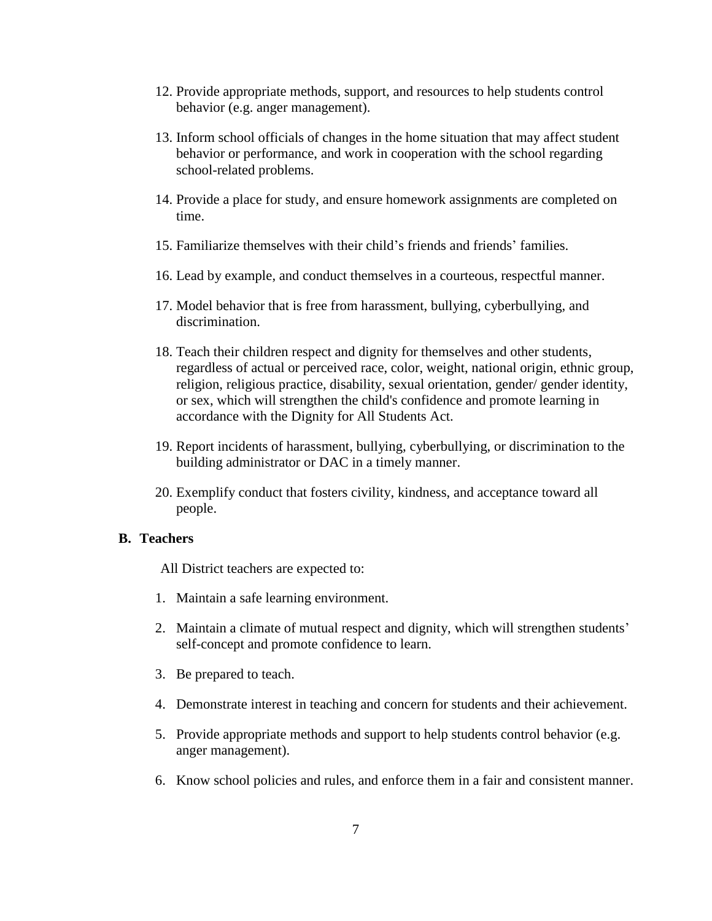12. Provide appropriate methods, support, and resources to help students control behavior (e.g. anger management).

13. Inform school officials of changes in the home situation that may affect student behavior or performance, and work in cooperation with the school regarding school-related problems.

14. Provide a place for study, and ensure homework assignments are completed on time.

15. Familiarize themselves with their child's friends and friends' families.

16. Lead by example, and conduct themselves in a courteous, respectful manner.

17. Model behavior that is free from harassment, bullying, cyberbullying, and discrimination.

18. Teach their children respect and dignity for themselves and other students, regardless of actual or perceived race, color, weight, national origin, ethnic group, religion, religious practice, disability, sexual orientation, gender/ gender identity, or sex, which will strengthen the child's confidence and promote learning in accordance with the Dignity for All Students Act.

19. Report incidents of harassment, bullying, cyberbullying, or discrimination to the building administrator or DAC in a timely manner.

20. Exemplify conduct that fosters civility, kindness, and acceptance toward all people.

**B. Teachers**

All District teachers are expected to:

1. Maintain a safe learning environment.

2. Maintain a climate of mutual respect and dignity, which will strengthen students' self-concept and promote confidence to learn.

3. Be prepared to teach.

4. Demonstrate interest in teaching and concern for students and their achievement.

5. Provide appropriate methods and support to help students control behavior (e.g. anger management).

6. Know school policies and rules, and enforce them in a fair and consistent manner.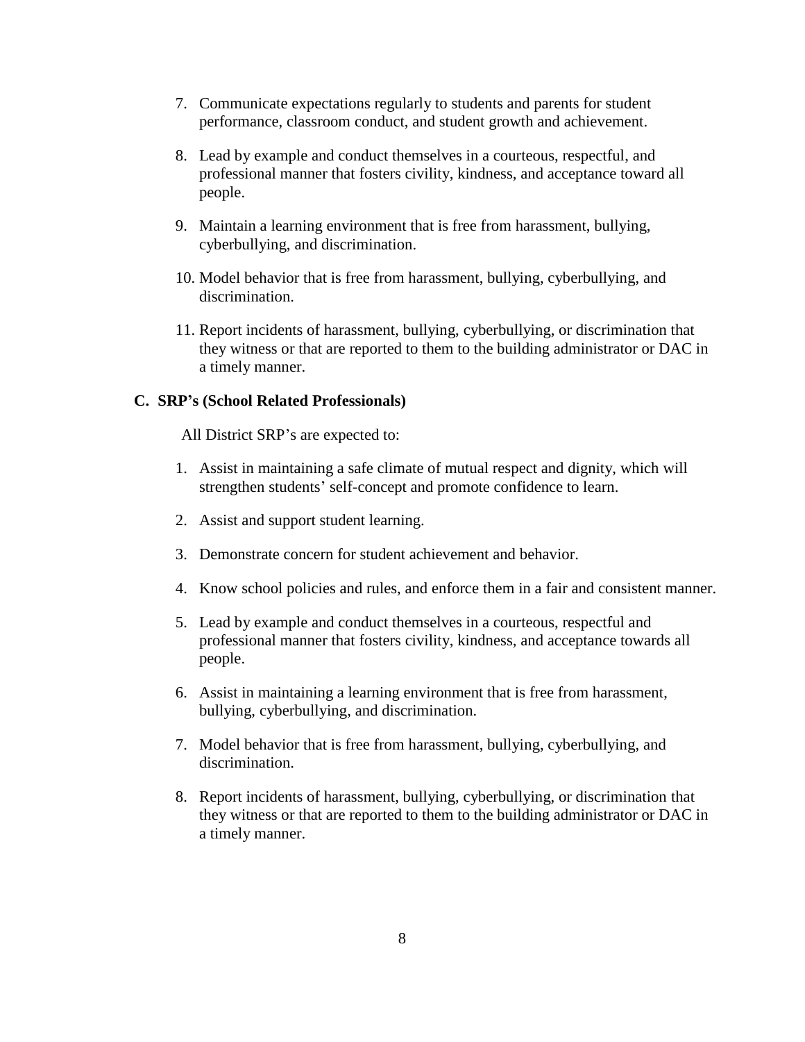7. Communicate expectations regularly to students and parents for student performance, classroom conduct, and student growth and achievement.

8. Lead by example and conduct themselves in a courteous, respectful, and professional manner that fosters civility, kindness, and acceptance toward all people.

9. Maintain a learning environment that is free from harassment, bullying, cyberbullying, and discrimination.

10. Model behavior that is free from harassment, bullying, cyberbullying, and discrimination.

11. Report incidents of harassment, bullying, cyberbullying, or discrimination that they witness or that are reported to them to the building administrator or DAC in a timely manner.

**C. SRP's (School Related Professionals)**

All District SRP's are expected to:

1. Assist in maintaining a safe climate of mutual respect and dignity, which will strengthen students' self-concept and promote confidence to learn.

2. Assist and support student learning.

3. Demonstrate concern for student achievement and behavior.

4. Know school policies and rules, and enforce them in a fair and consistent manner.

5. Lead by example and conduct themselves in a courteous, respectful and professional manner that fosters civility, kindness, and acceptance towards all people.

6. Assist in maintaining a learning environment that is free from harassment, bullying, cyberbullying, and discrimination.

7. Model behavior that is free from harassment, bullying, cyberbullying, and discrimination.

8. Report incidents of harassment, bullying, cyberbullying, or discrimination that they witness or that are reported to them to the building administrator or DAC in a timely manner.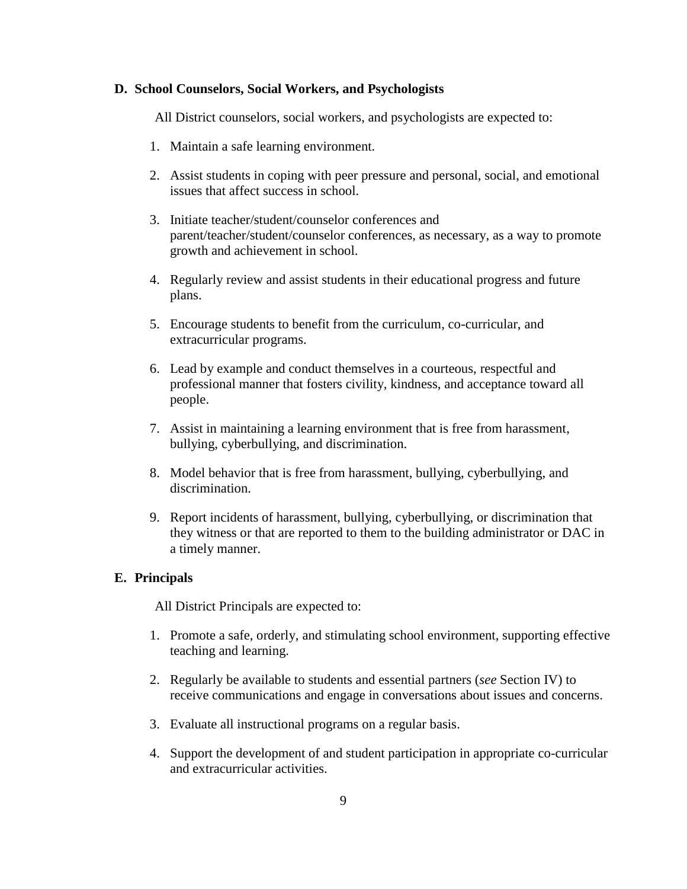### D. School Counselors, Social Workers, and Psychologists

All District counselors, social workers, and psychologists are expected to:

1. Maintain a safe learning environment.
2. Assist students in coping with peer pressure and personal, social, and emotional issues that affect success in school.
3. Initiate teacher/student/counselor conferences and parent/teacher/student/counselor conferences, as necessary, as a way to promote growth and achievement in school.
4. Regularly review and assist students in their educational progress and future plans.
5. Encourage students to benefit from the curriculum, co-curricular, and extracurricular programs.
6. Lead by example and conduct themselves in a courteous, respectful and professional manner that fosters civility, kindness, and acceptance toward all people.
7. Assist in maintaining a learning environment that is free from harassment, bullying, cyberbullying, and discrimination.
8. Model behavior that is free from harassment, bullying, cyberbullying, and discrimination.
9. Report incidents of harassment, bullying, cyberbullying, or discrimination that they witness or that are reported to them to the building administrator or DAC in a timely manner.

### E. Principals

All District Principals are expected to:

1. Promote a safe, orderly, and stimulating school environment, supporting effective teaching and learning.
2. Regularly be available to students and essential partners (*see* Section IV) to receive communications and engage in conversations about issues and concerns.
3. Evaluate all instructional programs on a regular basis.
4. Support the development of and student participation in appropriate co-curricular and extracurricular activities.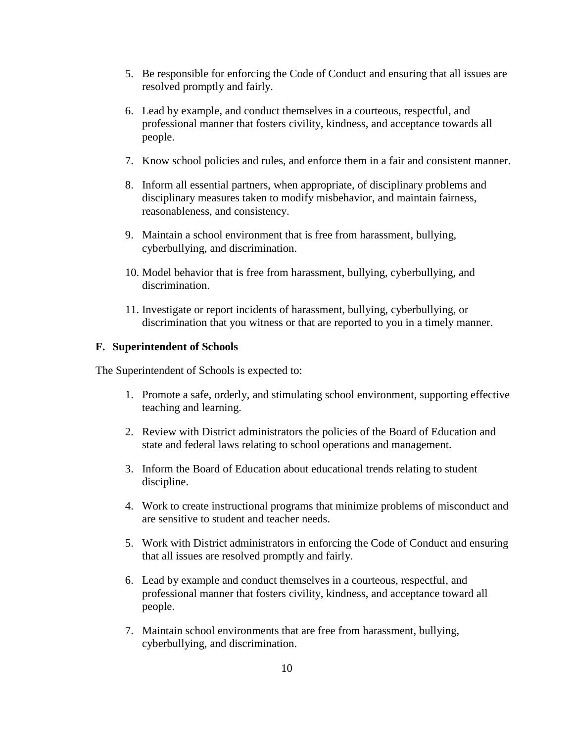5. Be responsible for enforcing the Code of Conduct and ensuring that all issues are resolved promptly and fairly.

6. Lead by example, and conduct themselves in a courteous, respectful, and professional manner that fosters civility, kindness, and acceptance towards all people.

7. Know school policies and rules, and enforce them in a fair and consistent manner.

8. Inform all essential partners, when appropriate, of disciplinary problems and disciplinary measures taken to modify misbehavior, and maintain fairness, reasonableness, and consistency.

9. Maintain a school environment that is free from harassment, bullying, cyberbullying, and discrimination.

10. Model behavior that is free from harassment, bullying, cyberbullying, and discrimination.

11. Investigate or report incidents of harassment, bullying, cyberbullying, or discrimination that you witness or that are reported to you in a timely manner.

**F. Superintendent of Schools**

The Superintendent of Schools is expected to:

1. Promote a safe, orderly, and stimulating school environment, supporting effective teaching and learning.

2. Review with District administrators the policies of the Board of Education and state and federal laws relating to school operations and management.

3. Inform the Board of Education about educational trends relating to student discipline.

4. Work to create instructional programs that minimize problems of misconduct and are sensitive to student and teacher needs.

5. Work with District administrators in enforcing the Code of Conduct and ensuring that all issues are resolved promptly and fairly.

6. Lead by example and conduct themselves in a courteous, respectful, and professional manner that fosters civility, kindness, and acceptance toward all people.

7. Maintain school environments that are free from harassment, bullying, cyberbullying, and discrimination.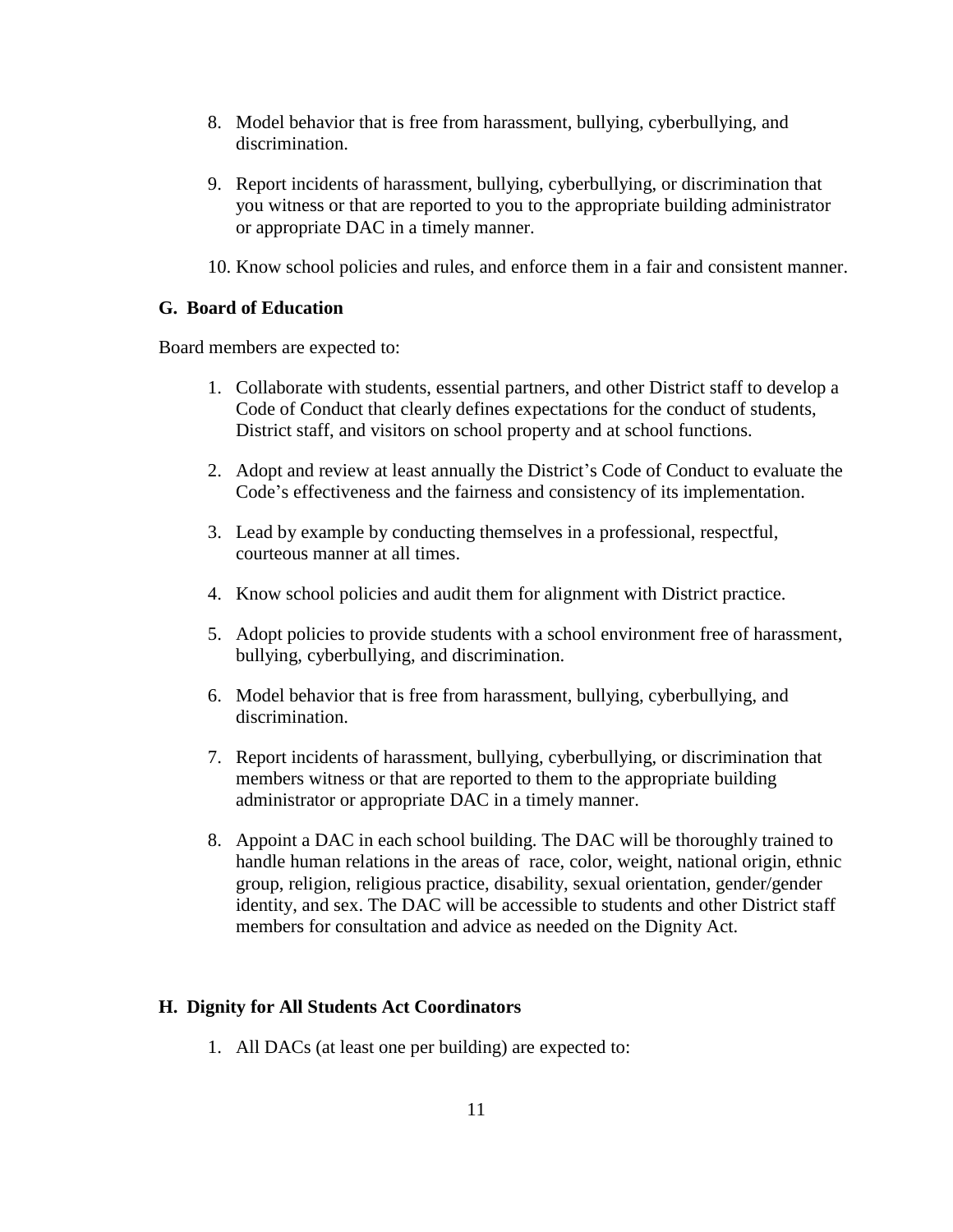8. Model behavior that is free from harassment, bullying, cyberbullying, and discrimination.

9. Report incidents of harassment, bullying, cyberbullying, or discrimination that you witness or that are reported to you to the appropriate building administrator or appropriate DAC in a timely manner.

10. Know school policies and rules, and enforce them in a fair and consistent manner.

### G. Board of Education

Board members are expected to:

1. Collaborate with students, essential partners, and other District staff to develop a Code of Conduct that clearly defines expectations for the conduct of students, District staff, and visitors on school property and at school functions.

2. Adopt and review at least annually the District's Code of Conduct to evaluate the Code's effectiveness and the fairness and consistency of its implementation.

3. Lead by example by conducting themselves in a professional, respectful, courteous manner at all times.

4. Know school policies and audit them for alignment with District practice.

5. Adopt policies to provide students with a school environment free of harassment, bullying, cyberbullying, and discrimination.

6. Model behavior that is free from harassment, bullying, cyberbullying, and discrimination.

7. Report incidents of harassment, bullying, cyberbullying, or discrimination that members witness or that are reported to them to the appropriate building administrator or appropriate DAC in a timely manner.

8. Appoint a DAC in each school building. The DAC will be thoroughly trained to handle human relations in the areas of race, color, weight, national origin, ethnic group, religion, religious practice, disability, sexual orientation, gender/gender identity, and sex. The DAC will be accessible to students and other District staff members for consultation and advice as needed on the Dignity Act.

### H. Dignity for All Students Act Coordinators

1. All DACs (at least one per building) are expected to: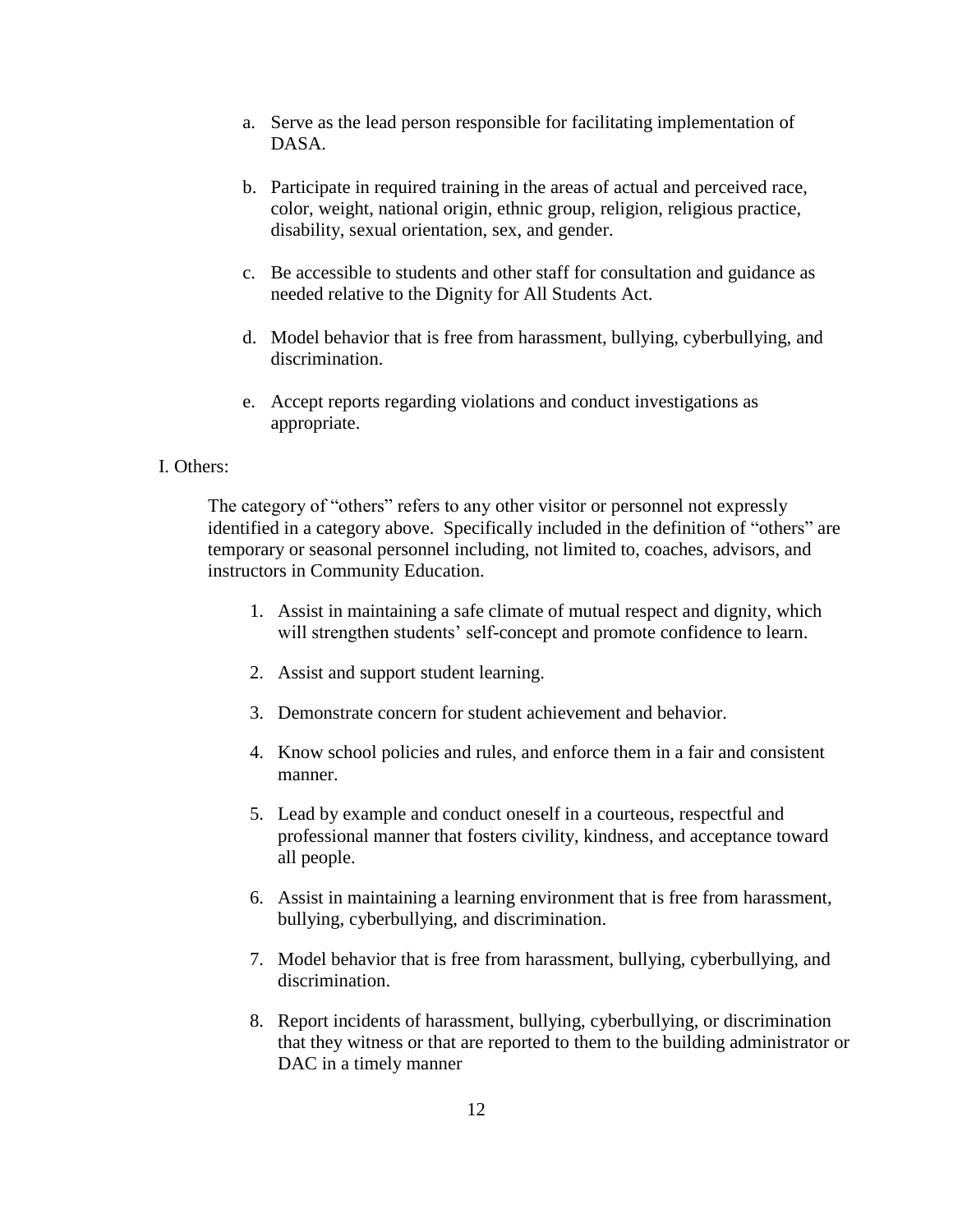a. Serve as the lead person responsible for facilitating implementation of DASA.

b. Participate in required training in the areas of actual and perceived race, color, weight, national origin, ethnic group, religion, religious practice, disability, sexual orientation, sex, and gender.

c. Be accessible to students and other staff for consultation and guidance as needed relative to the Dignity for All Students Act.

d. Model behavior that is free from harassment, bullying, cyberbullying, and discrimination.

e. Accept reports regarding violations and conduct investigations as appropriate.

I. Others:

The category of "others" refers to any other visitor or personnel not expressly identified in a category above. Specifically included in the definition of "others" are temporary or seasonal personnel including, not limited to, coaches, advisors, and instructors in Community Education.

1. Assist in maintaining a safe climate of mutual respect and dignity, which will strengthen students' self-concept and promote confidence to learn.
2. Assist and support student learning.
3. Demonstrate concern for student achievement and behavior.
4. Know school policies and rules, and enforce them in a fair and consistent manner.
5. Lead by example and conduct oneself in a courteous, respectful and professional manner that fosters civility, kindness, and acceptance toward all people.
6. Assist in maintaining a learning environment that is free from harassment, bullying, cyberbullying, and discrimination.
7. Model behavior that is free from harassment, bullying, cyberbullying, and discrimination.
8. Report incidents of harassment, bullying, cyberbullying, or discrimination that they witness or that are reported to them to the building administrator or DAC in a timely manner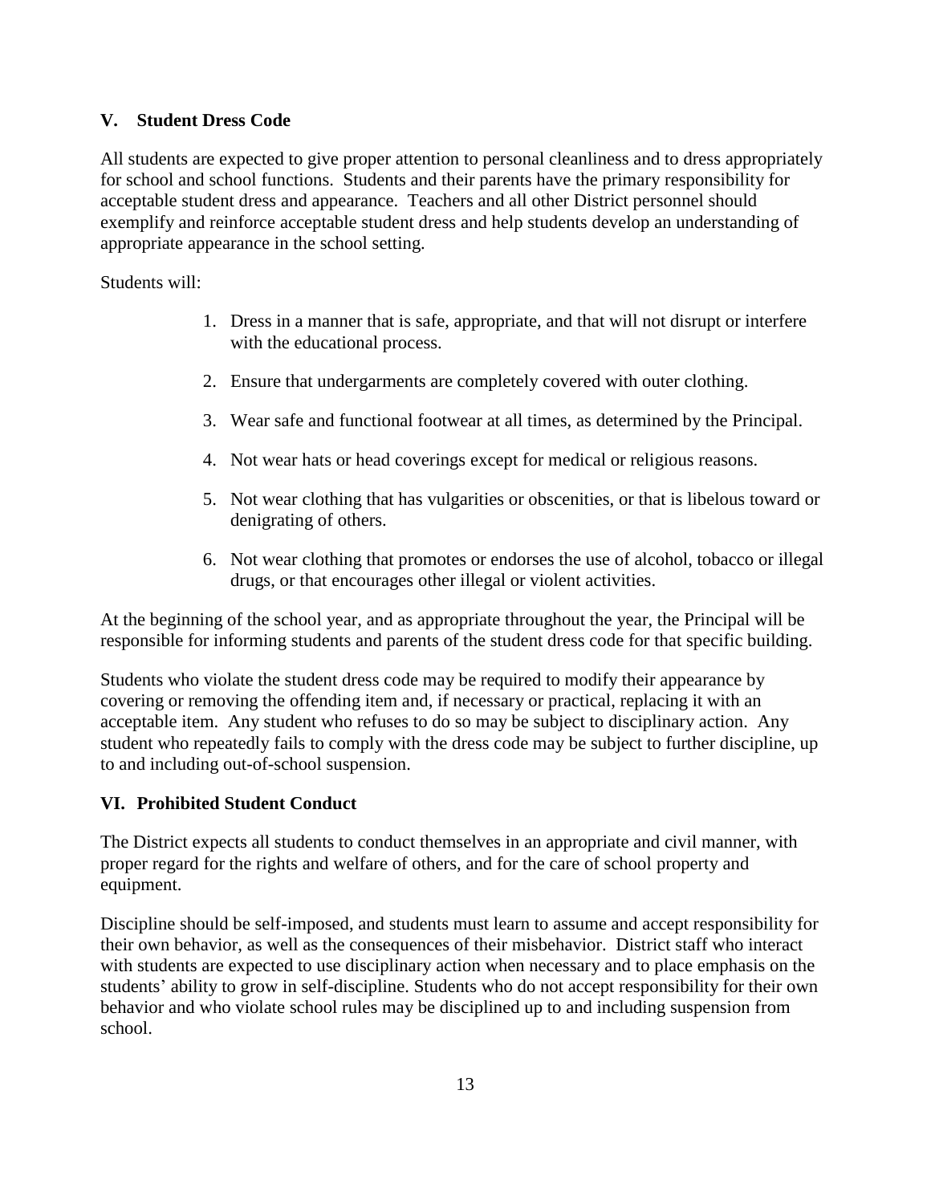## V. Student Dress Code

All students are expected to give proper attention to personal cleanliness and to dress appropriately for school and school functions. Students and their parents have the primary responsibility for acceptable student dress and appearance. Teachers and all other District personnel should exemplify and reinforce acceptable student dress and help students develop an understanding of appropriate appearance in the school setting.

Students will:

1. Dress in a manner that is safe, appropriate, and that will not disrupt or interfere with the educational process.
2. Ensure that undergarments are completely covered with outer clothing.
3. Wear safe and functional footwear at all times, as determined by the Principal.
4. Not wear hats or head coverings except for medical or religious reasons.
5. Not wear clothing that has vulgarities or obscenities, or that is libelous toward or denigrating of others.
6. Not wear clothing that promotes or endorses the use of alcohol, tobacco or illegal drugs, or that encourages other illegal or violent activities.

At the beginning of the school year, and as appropriate throughout the year, the Principal will be responsible for informing students and parents of the student dress code for that specific building.

Students who violate the student dress code may be required to modify their appearance by covering or removing the offending item and, if necessary or practical, replacing it with an acceptable item. Any student who refuses to do so may be subject to disciplinary action. Any student who repeatedly fails to comply with the dress code may be subject to further discipline, up to and including out-of-school suspension.

## VI. Prohibited Student Conduct

The District expects all students to conduct themselves in an appropriate and civil manner, with proper regard for the rights and welfare of others, and for the care of school property and equipment.

Discipline should be self-imposed, and students must learn to assume and accept responsibility for their own behavior, as well as the consequences of their misbehavior. District staff who interact with students are expected to use disciplinary action when necessary and to place emphasis on the students' ability to grow in self-discipline. Students who do not accept responsibility for their own behavior and who violate school rules may be disciplined up to and including suspension from school.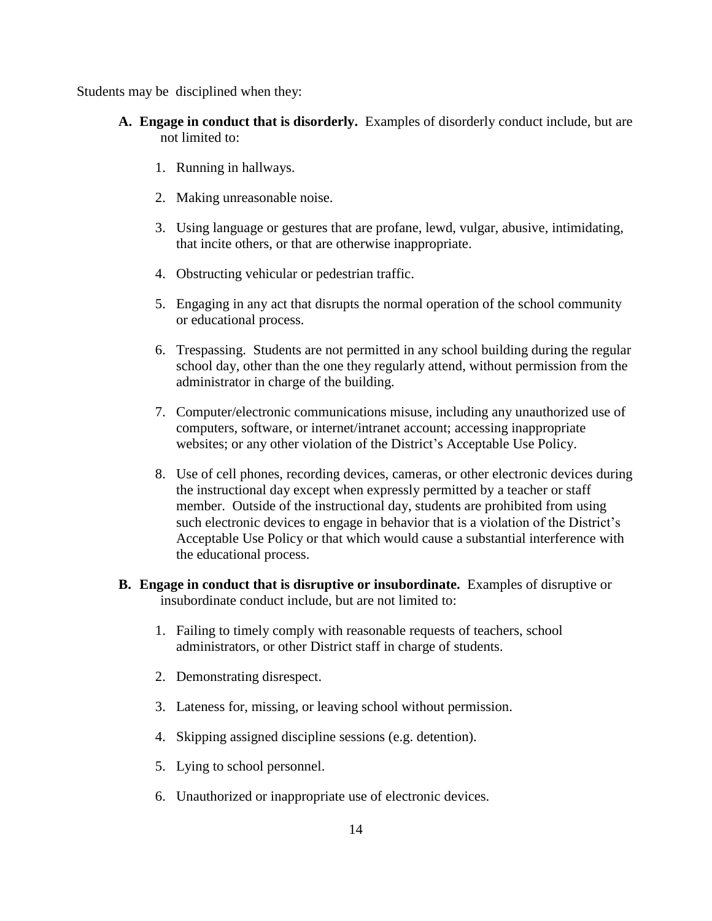Students may be disciplined when they:

**A. Engage in conduct that is disorderly.** Examples of disorderly conduct include, but are not limited to:

1. Running in hallways.

2. Making unreasonable noise.

3. Using language or gestures that are profane, lewd, vulgar, abusive, intimidating, that incite others, or that are otherwise inappropriate.

4. Obstructing vehicular or pedestrian traffic.

5. Engaging in any act that disrupts the normal operation of the school community or educational process.

6. Trespassing. Students are not permitted in any school building during the regular school day, other than the one they regularly attend, without permission from the administrator in charge of the building.

7. Computer/electronic communications misuse, including any unauthorized use of computers, software, or internet/intranet account; accessing inappropriate websites; or any other violation of the District's Acceptable Use Policy.

8. Use of cell phones, recording devices, cameras, or other electronic devices during the instructional day except when expressly permitted by a teacher or staff member. Outside of the instructional day, students are prohibited from using such electronic devices to engage in behavior that is a violation of the District's Acceptable Use Policy or that which would cause a substantial interference with the educational process.

**B. Engage in conduct that is disruptive or insubordinate.** Examples of disruptive or insubordinate conduct include, but are not limited to:

1. Failing to timely comply with reasonable requests of teachers, school administrators, or other District staff in charge of students.

2. Demonstrating disrespect.

3. Lateness for, missing, or leaving school without permission.

4. Skipping assigned discipline sessions (e.g. detention).

5. Lying to school personnel.

6. Unauthorized or inappropriate use of electronic devices.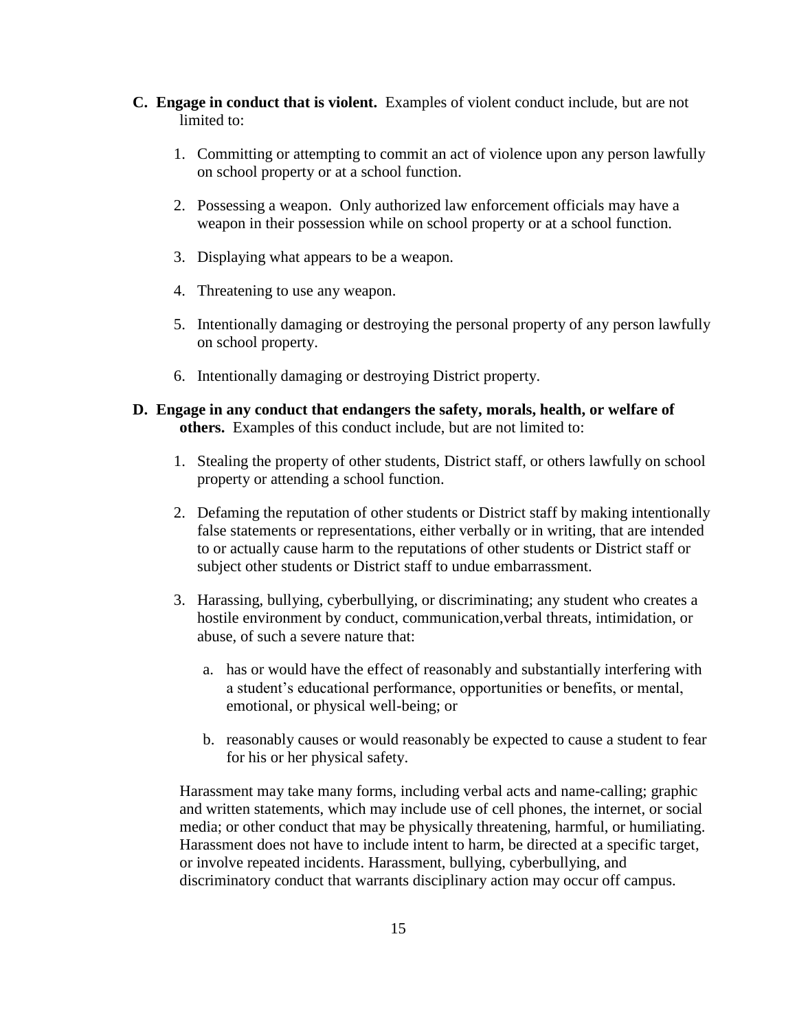**C. Engage in conduct that is violent.** Examples of violent conduct include, but are not limited to:

1. Committing or attempting to commit an act of violence upon any person lawfully on school property or at a school function.

2. Possessing a weapon. Only authorized law enforcement officials may have a weapon in their possession while on school property or at a school function.

3. Displaying what appears to be a weapon.

4. Threatening to use any weapon.

5. Intentionally damaging or destroying the personal property of any person lawfully on school property.

6. Intentionally damaging or destroying District property.

**D. Engage in any conduct that endangers the safety, morals, health, or welfare of others.** Examples of this conduct include, but are not limited to:

1. Stealing the property of other students, District staff, or others lawfully on school property or attending a school function.

2. Defaming the reputation of other students or District staff by making intentionally false statements or representations, either verbally or in writing, that are intended to or actually cause harm to the reputations of other students or District staff or subject other students or District staff to undue embarrassment.

3. Harassing, bullying, cyberbullying, or discriminating; any student who creates a hostile environment by conduct, communication,verbal threats, intimidation, or abuse, of such a severe nature that:

   a. has or would have the effect of reasonably and substantially interfering with a student's educational performance, opportunities or benefits, or mental, emotional, or physical well-being; or

   b. reasonably causes or would reasonably be expected to cause a student to fear for his or her physical safety.

   Harassment may take many forms, including verbal acts and name-calling; graphic and written statements, which may include use of cell phones, the internet, or social media; or other conduct that may be physically threatening, harmful, or humiliating. Harassment does not have to include intent to harm, be directed at a specific target, or involve repeated incidents. Harassment, bullying, cyberbullying, and discriminatory conduct that warrants disciplinary action may occur off campus.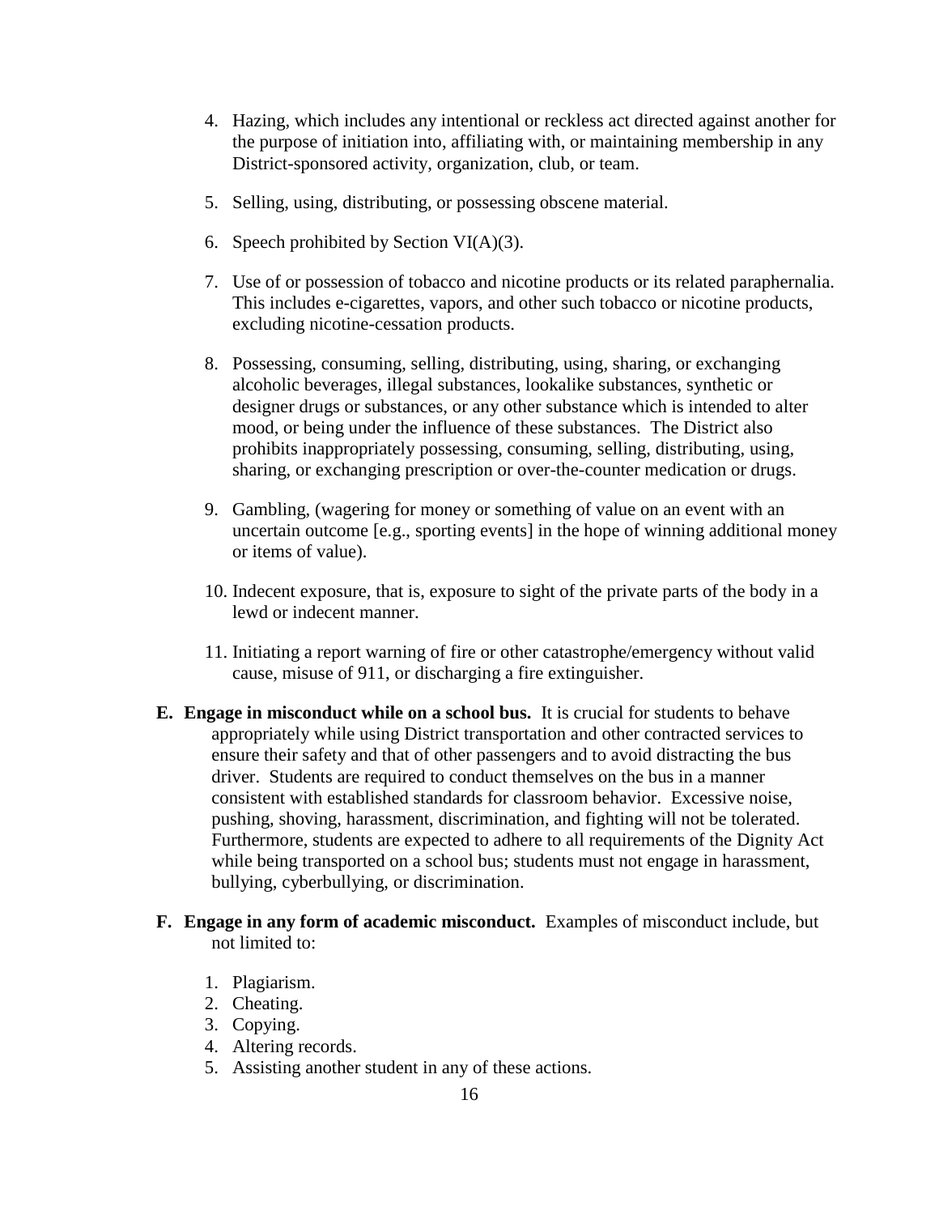4. Hazing, which includes any intentional or reckless act directed against another for the purpose of initiation into, affiliating with, or maintaining membership in any District-sponsored activity, organization, club, or team.

5. Selling, using, distributing, or possessing obscene material.

6. Speech prohibited by Section VI(A)(3).

7. Use of or possession of tobacco and nicotine products or its related paraphernalia. This includes e-cigarettes, vapors, and other such tobacco or nicotine products, excluding nicotine-cessation products.

8. Possessing, consuming, selling, distributing, using, sharing, or exchanging alcoholic beverages, illegal substances, lookalike substances, synthetic or designer drugs or substances, or any other substance which is intended to alter mood, or being under the influence of these substances. The District also prohibits inappropriately possessing, consuming, selling, distributing, using, sharing, or exchanging prescription or over-the-counter medication or drugs.

9. Gambling, (wagering for money or something of value on an event with an uncertain outcome [e.g., sporting events] in the hope of winning additional money or items of value).

10. Indecent exposure, that is, exposure to sight of the private parts of the body in a lewd or indecent manner.

11. Initiating a report warning of fire or other catastrophe/emergency without valid cause, misuse of 911, or discharging a fire extinguisher.

**E. Engage in misconduct while on a school bus.** It is crucial for students to behave appropriately while using District transportation and other contracted services to ensure their safety and that of other passengers and to avoid distracting the bus driver. Students are required to conduct themselves on the bus in a manner consistent with established standards for classroom behavior. Excessive noise, pushing, shoving, harassment, discrimination, and fighting will not be tolerated. Furthermore, students are expected to adhere to all requirements of the Dignity Act while being transported on a school bus; students must not engage in harassment, bullying, cyberbullying, or discrimination.

**F. Engage in any form of academic misconduct.** Examples of misconduct include, but not limited to:

1. Plagiarism.
2. Cheating.
3. Copying.
4. Altering records.
5. Assisting another student in any of these actions.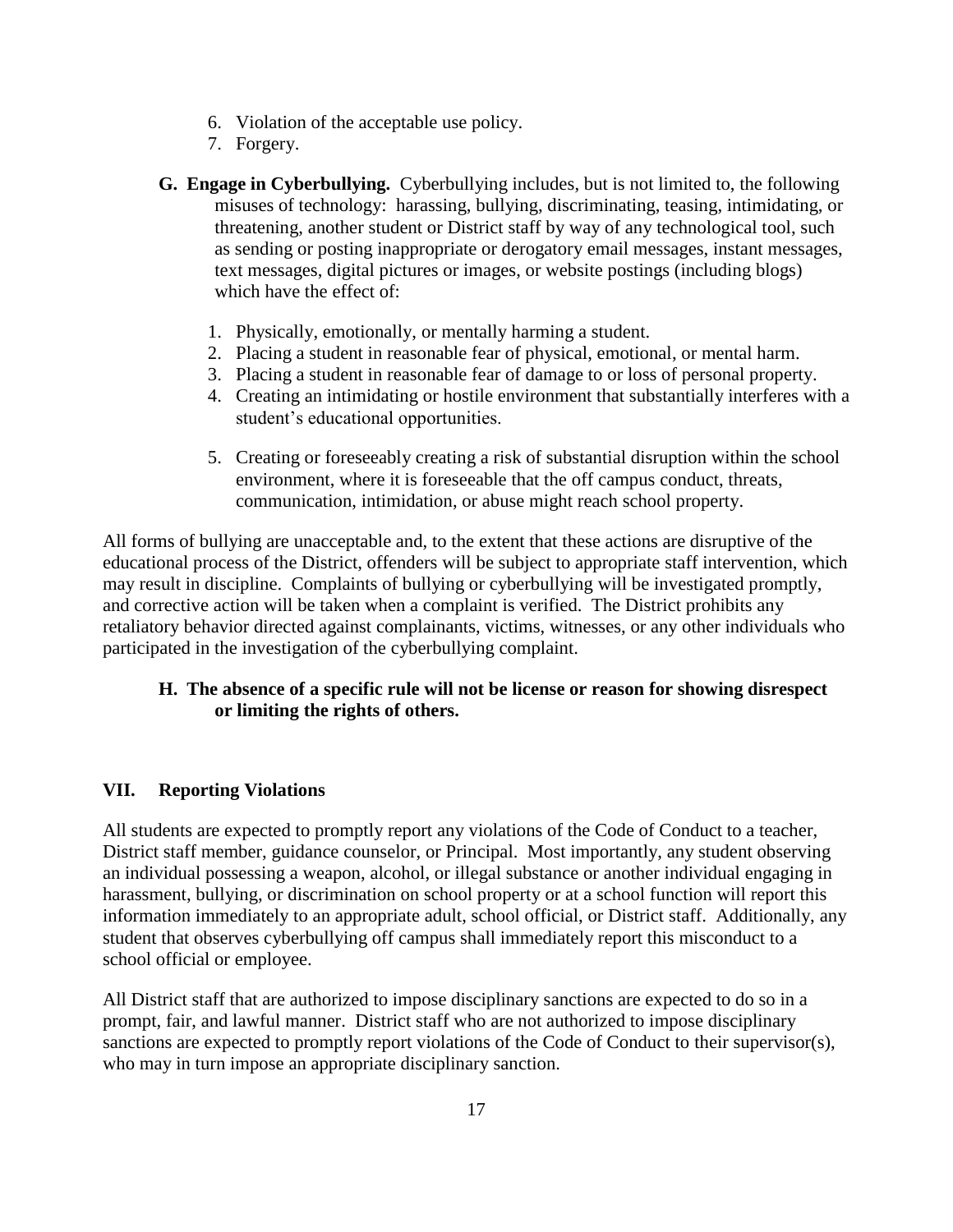6. Violation of the acceptable use policy.
7. Forgery.

**G. Engage in Cyberbullying.** Cyberbullying includes, but is not limited to, the following misuses of technology: harassing, bullying, discriminating, teasing, intimidating, or threatening, another student or District staff by way of any technological tool, such as sending or posting inappropriate or derogatory email messages, instant messages, text messages, digital pictures or images, or website postings (including blogs) which have the effect of:

1. Physically, emotionally, or mentally harming a student.
2. Placing a student in reasonable fear of physical, emotional, or mental harm.
3. Placing a student in reasonable fear of damage to or loss of personal property.
4. Creating an intimidating or hostile environment that substantially interferes with a student's educational opportunities.
5. Creating or foreseeably creating a risk of substantial disruption within the school environment, where it is foreseeable that the off campus conduct, threats, communication, intimidation, or abuse might reach school property.

All forms of bullying are unacceptable and, to the extent that these actions are disruptive of the educational process of the District, offenders will be subject to appropriate staff intervention, which may result in discipline. Complaints of bullying or cyberbullying will be investigated promptly, and corrective action will be taken when a complaint is verified. The District prohibits any retaliatory behavior directed against complainants, victims, witnesses, or any other individuals who participated in the investigation of the cyberbullying complaint.

**H. The absence of a specific rule will not be license or reason for showing disrespect or limiting the rights of others.**

## VII. Reporting Violations

All students are expected to promptly report any violations of the Code of Conduct to a teacher, District staff member, guidance counselor, or Principal. Most importantly, any student observing an individual possessing a weapon, alcohol, or illegal substance or another individual engaging in harassment, bullying, or discrimination on school property or at a school function will report this information immediately to an appropriate adult, school official, or District staff. Additionally, any student that observes cyberbullying off campus shall immediately report this misconduct to a school official or employee.

All District staff that are authorized to impose disciplinary sanctions are expected to do so in a prompt, fair, and lawful manner. District staff who are not authorized to impose disciplinary sanctions are expected to promptly report violations of the Code of Conduct to their supervisor(s), who may in turn impose an appropriate disciplinary sanction.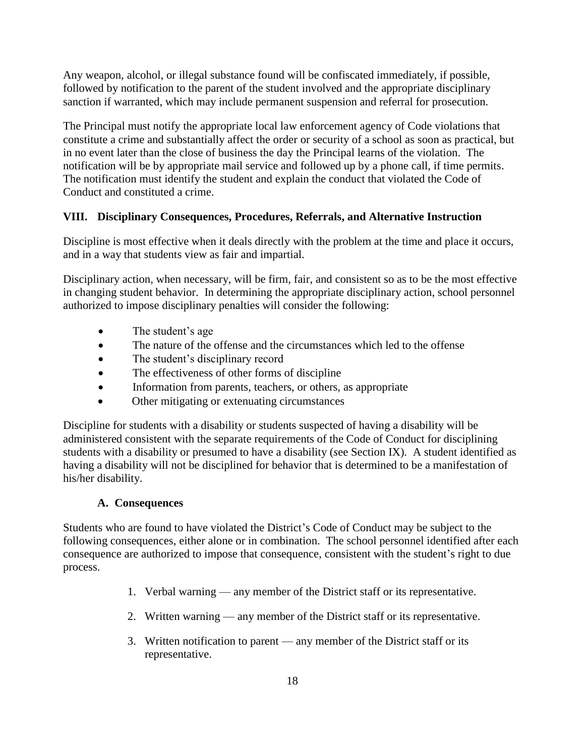Any weapon, alcohol, or illegal substance found will be confiscated immediately, if possible, followed by notification to the parent of the student involved and the appropriate disciplinary sanction if warranted, which may include permanent suspension and referral for prosecution.

The Principal must notify the appropriate local law enforcement agency of Code violations that constitute a crime and substantially affect the order or security of a school as soon as practical, but in no event later than the close of business the day the Principal learns of the violation. The notification will be by appropriate mail service and followed up by a phone call, if time permits. The notification must identify the student and explain the conduct that violated the Code of Conduct and constituted a crime.

## VIII. Disciplinary Consequences, Procedures, Referrals, and Alternative Instruction

Discipline is most effective when it deals directly with the problem at the time and place it occurs, and in a way that students view as fair and impartial.

Disciplinary action, when necessary, will be firm, fair, and consistent so as to be the most effective in changing student behavior. In determining the appropriate disciplinary action, school personnel authorized to impose disciplinary penalties will consider the following:

- The student's age
- The nature of the offense and the circumstances which led to the offense
- The student's disciplinary record
- The effectiveness of other forms of discipline
- Information from parents, teachers, or others, as appropriate
- Other mitigating or extenuating circumstances

Discipline for students with a disability or students suspected of having a disability will be administered consistent with the separate requirements of the Code of Conduct for disciplining students with a disability or presumed to have a disability (*s*ee Section IX). A student identified as having a disability will not be disciplined for behavior that is determined to be a manifestation of his/her disability.

### A. Consequences

Students who are found to have violated the District's Code of Conduct may be subject to the following consequences, either alone or in combination. The school personnel identified after each consequence are authorized to impose that consequence, consistent with the student's right to due process.

1. Verbal warning — any member of the District staff or its representative.
2. Written warning — any member of the District staff or its representative.
3. Written notification to parent — any member of the District staff or its representative.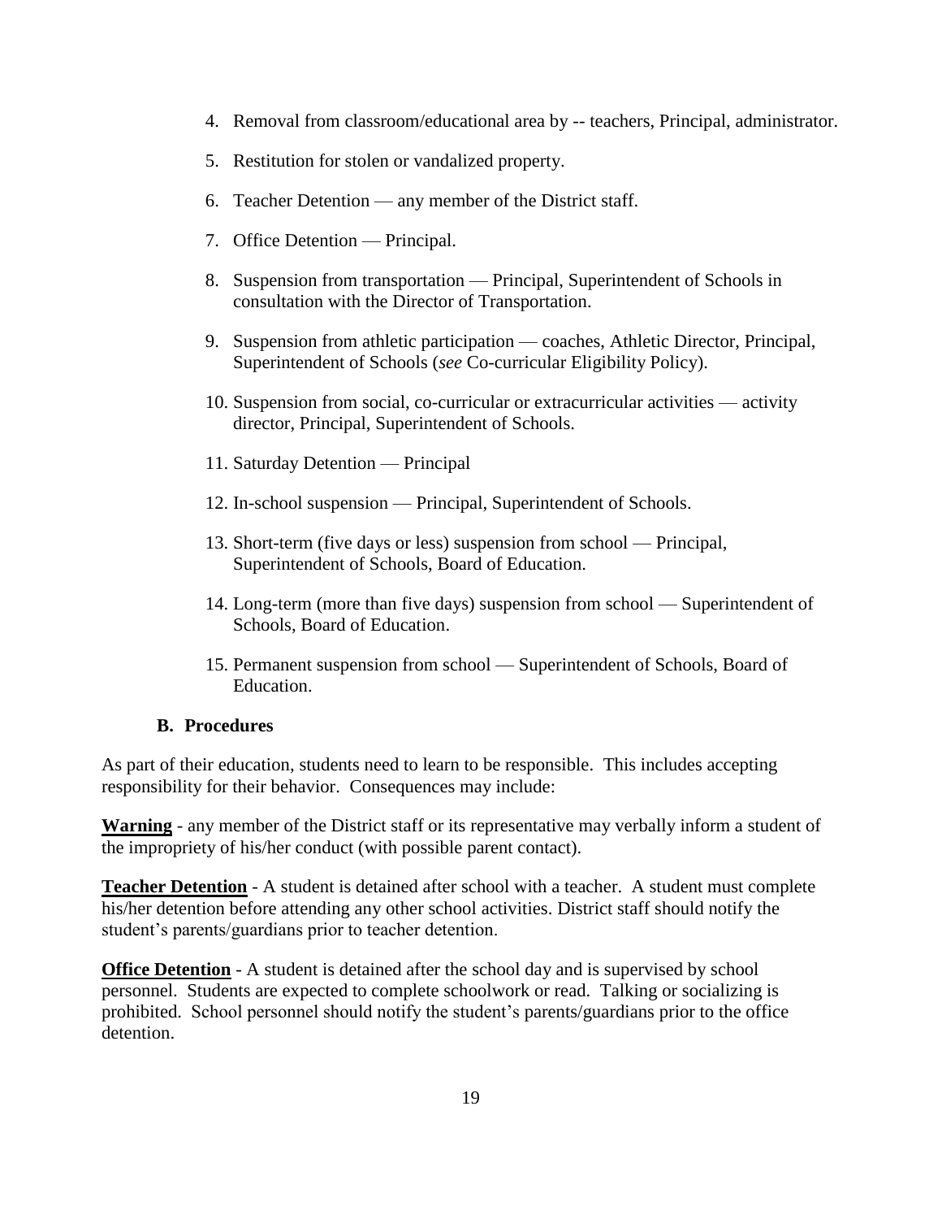4. Removal from classroom/educational area by -- teachers, Principal, administrator.

5. Restitution for stolen or vandalized property.

6. Teacher Detention — any member of the District staff.

7. Office Detention — Principal.

8. Suspension from transportation — Principal, Superintendent of Schools in consultation with the Director of Transportation.

9. Suspension from athletic participation — coaches, Athletic Director, Principal, Superintendent of Schools (*see* Co-curricular Eligibility Policy).

10. Suspension from social, co-curricular or extracurricular activities — activity director, Principal, Superintendent of Schools.

11. Saturday Detention — Principal

12. In-school suspension — Principal, Superintendent of Schools.

13. Short-term (five days or less) suspension from school — Principal, Superintendent of Schools, Board of Education.

14. Long-term (more than five days) suspension from school — Superintendent of Schools, Board of Education.

15. Permanent suspension from school — Superintendent of Schools, Board of Education.

### B. Procedures

As part of their education, students need to learn to be responsible. This includes accepting responsibility for their behavior. Consequences may include:

**Warning** - any member of the District staff or its representative may verbally inform a student of the impropriety of his/her conduct (with possible parent contact).

**Teacher Detention** - A student is detained after school with a teacher. A student must complete his/her detention before attending any other school activities. District staff should notify the student's parents/guardians prior to teacher detention.

**Office Detention** - A student is detained after the school day and is supervised by school personnel. Students are expected to complete schoolwork or read. Talking or socializing is prohibited. School personnel should notify the student's parents/guardians prior to the office detention.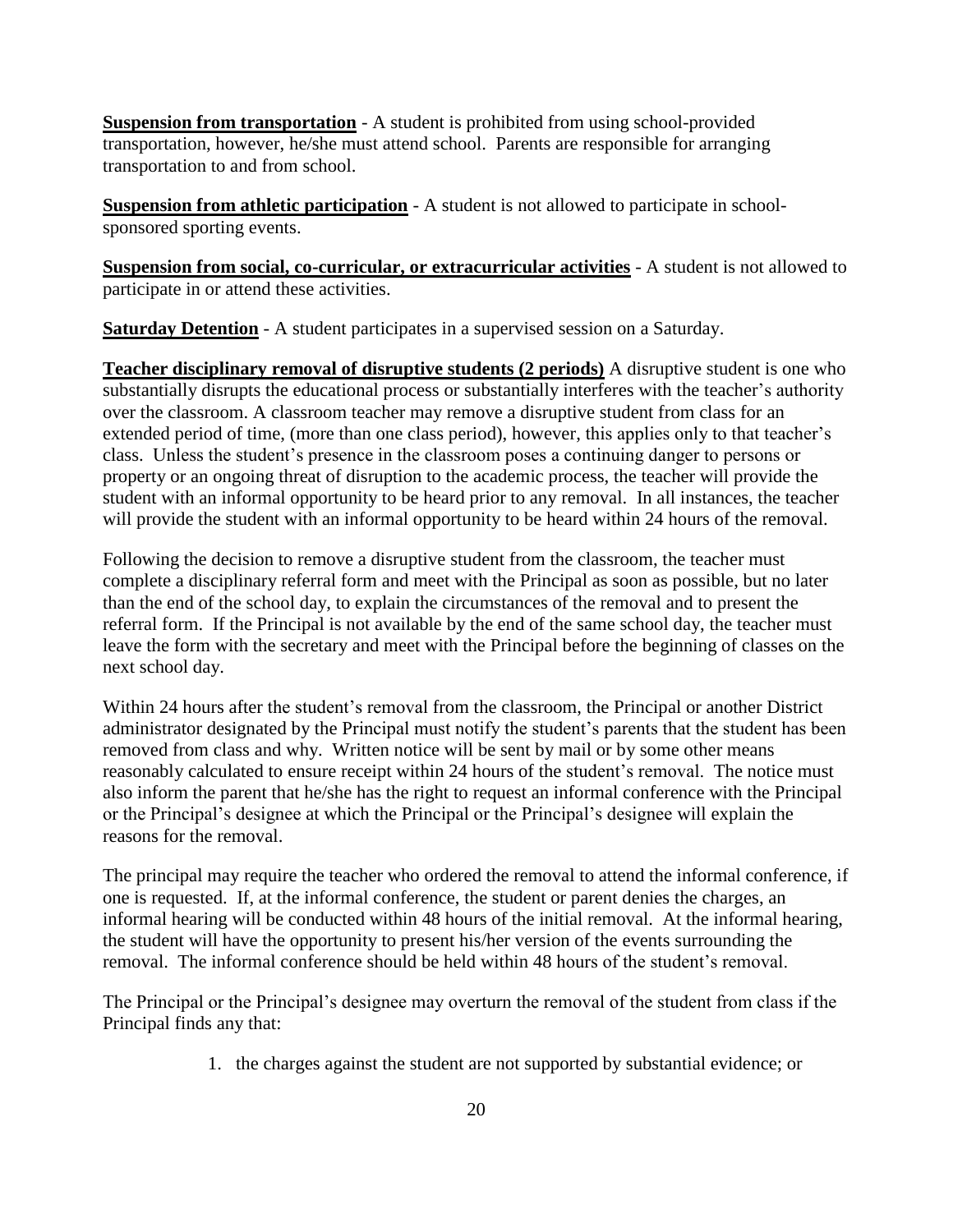**Suspension from transportation** - A student is prohibited from using school-provided transportation, however, he/she must attend school. Parents are responsible for arranging transportation to and from school.

**Suspension from athletic participation** - A student is not allowed to participate in school-sponsored sporting events.

**Suspension from social, co-curricular, or extracurricular activities** - A student is not allowed to participate in or attend these activities.

**Saturday Detention** - A student participates in a supervised session on a Saturday.

**Teacher disciplinary removal of disruptive students (2 periods)** A disruptive student is one who substantially disrupts the educational process or substantially interferes with the teacher's authority over the classroom. A classroom teacher may remove a disruptive student from class for an extended period of time, (more than one class period), however, this applies only to that teacher's class. Unless the student's presence in the classroom poses a continuing danger to persons or property or an ongoing threat of disruption to the academic process, the teacher will provide the student with an informal opportunity to be heard prior to any removal. In all instances, the teacher will provide the student with an informal opportunity to be heard within 24 hours of the removal.

Following the decision to remove a disruptive student from the classroom, the teacher must complete a disciplinary referral form and meet with the Principal as soon as possible, but no later than the end of the school day, to explain the circumstances of the removal and to present the referral form. If the Principal is not available by the end of the same school day, the teacher must leave the form with the secretary and meet with the Principal before the beginning of classes on the next school day.

Within 24 hours after the student's removal from the classroom, the Principal or another District administrator designated by the Principal must notify the student's parents that the student has been removed from class and why. Written notice will be sent by mail or by some other means reasonably calculated to ensure receipt within 24 hours of the student's removal. The notice must also inform the parent that he/she has the right to request an informal conference with the Principal or the Principal's designee at which the Principal or the Principal's designee will explain the reasons for the removal.

The principal may require the teacher who ordered the removal to attend the informal conference, if one is requested. If, at the informal conference, the student or parent denies the charges, an informal hearing will be conducted within 48 hours of the initial removal. At the informal hearing, the student will have the opportunity to present his/her version of the events surrounding the removal. The informal conference should be held within 48 hours of the student's removal.

The Principal or the Principal's designee may overturn the removal of the student from class if the Principal finds any that:

1. the charges against the student are not supported by substantial evidence; or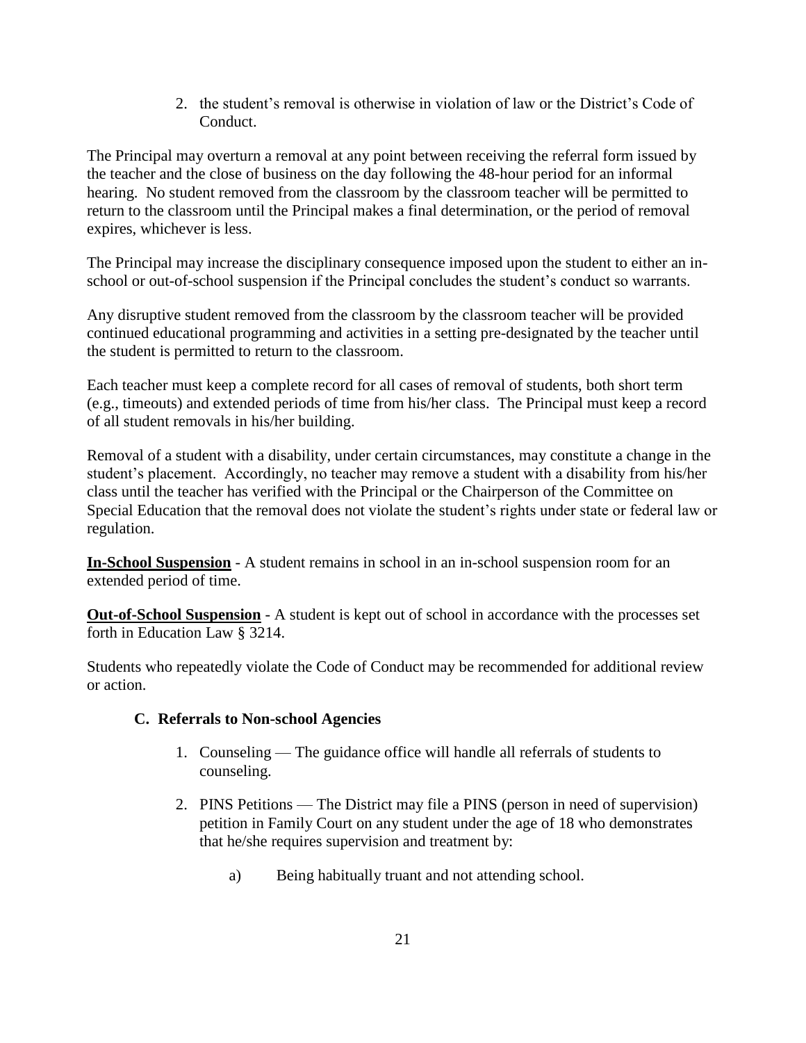2. the student's removal is otherwise in violation of law or the District's Code of Conduct.

The Principal may overturn a removal at any point between receiving the referral form issued by the teacher and the close of business on the day following the 48-hour period for an informal hearing. No student removed from the classroom by the classroom teacher will be permitted to return to the classroom until the Principal makes a final determination, or the period of removal expires, whichever is less.

The Principal may increase the disciplinary consequence imposed upon the student to either an in-school or out-of-school suspension if the Principal concludes the student's conduct so warrants.

Any disruptive student removed from the classroom by the classroom teacher will be provided continued educational programming and activities in a setting pre-designated by the teacher until the student is permitted to return to the classroom.

Each teacher must keep a complete record for all cases of removal of students, both short term (e.g., timeouts) and extended periods of time from his/her class. The Principal must keep a record of all student removals in his/her building.

Removal of a student with a disability, under certain circumstances, may constitute a change in the student's placement. Accordingly, no teacher may remove a student with a disability from his/her class until the teacher has verified with the Principal or the Chairperson of the Committee on Special Education that the removal does not violate the student's rights under state or federal law or regulation.

**In-School Suspension** - A student remains in school in an in-school suspension room for an extended period of time.

**Out-of-School Suspension** - A student is kept out of school in accordance with the processes set forth in Education Law § 3214.

Students who repeatedly violate the Code of Conduct may be recommended for additional review or action.

### C. Referrals to Non-school Agencies

1. Counseling — The guidance office will handle all referrals of students to counseling.

2. PINS Petitions — The District may file a PINS (person in need of supervision) petition in Family Court on any student under the age of 18 who demonstrates that he/she requires supervision and treatment by:

    a) Being habitually truant and not attending school.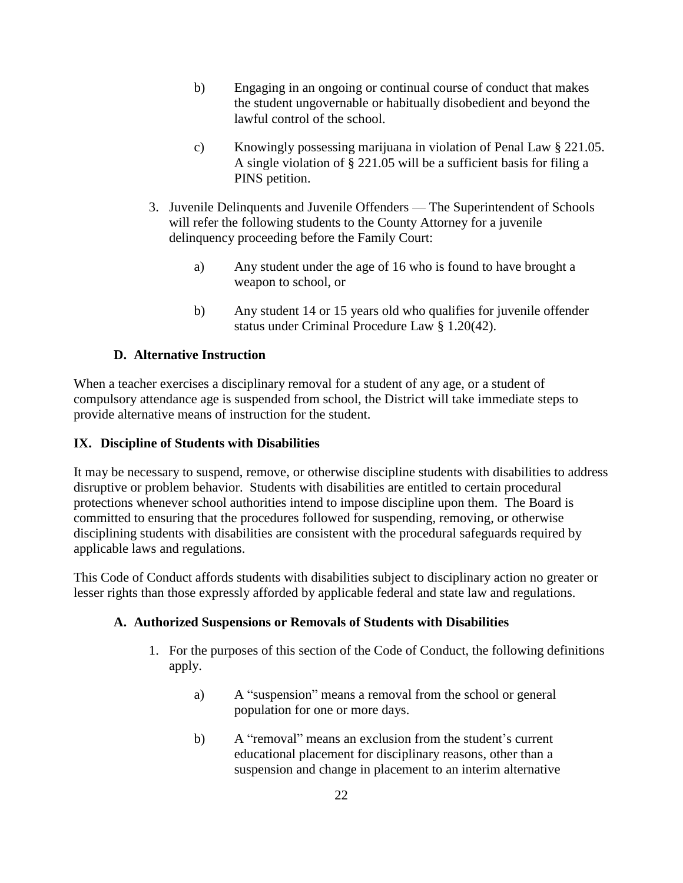b) Engaging in an ongoing or continual course of conduct that makes the student ungovernable or habitually disobedient and beyond the lawful control of the school.

c) Knowingly possessing marijuana in violation of Penal Law § 221.05. A single violation of § 221.05 will be a sufficient basis for filing a PINS petition.

3. Juvenile Delinquents and Juvenile Offenders — The Superintendent of Schools will refer the following students to the County Attorney for a juvenile delinquency proceeding before the Family Court:

   a) Any student under the age of 16 who is found to have brought a weapon to school, or

   b) Any student 14 or 15 years old who qualifies for juvenile offender status under Criminal Procedure Law § 1.20(42).

### D. Alternative Instruction

When a teacher exercises a disciplinary removal for a student of any age, or a student of compulsory attendance age is suspended from school, the District will take immediate steps to provide alternative means of instruction for the student.

## IX. Discipline of Students with Disabilities

It may be necessary to suspend, remove, or otherwise discipline students with disabilities to address disruptive or problem behavior. Students with disabilities are entitled to certain procedural protections whenever school authorities intend to impose discipline upon them. The Board is committed to ensuring that the procedures followed for suspending, removing, or otherwise disciplining students with disabilities are consistent with the procedural safeguards required by applicable laws and regulations.

This Code of Conduct affords students with disabilities subject to disciplinary action no greater or lesser rights than those expressly afforded by applicable federal and state law and regulations.

### A. Authorized Suspensions or Removals of Students with Disabilities

1. For the purposes of this section of the Code of Conduct, the following definitions apply.

   a) A "suspension" means a removal from the school or general population for one or more days.

   b) A "removal" means an exclusion from the student's current educational placement for disciplinary reasons, other than a suspension and change in placement to an interim alternative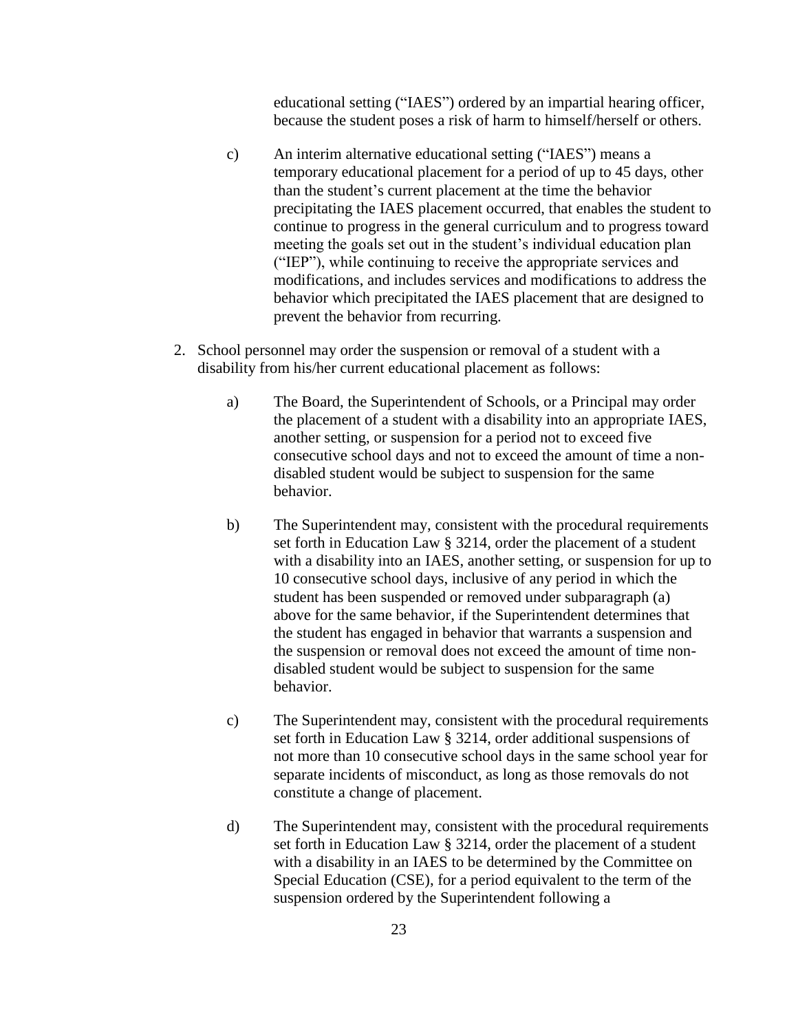educational setting ("IAES") ordered by an impartial hearing officer, because the student poses a risk of harm to himself/herself or others.

c) An interim alternative educational setting ("IAES") means a temporary educational placement for a period of up to 45 days, other than the student's current placement at the time the behavior precipitating the IAES placement occurred, that enables the student to continue to progress in the general curriculum and to progress toward meeting the goals set out in the student's individual education plan ("IEP"), while continuing to receive the appropriate services and modifications, and includes services and modifications to address the behavior which precipitated the IAES placement that are designed to prevent the behavior from recurring.

2. School personnel may order the suspension or removal of a student with a disability from his/her current educational placement as follows:

   a) The Board, the Superintendent of Schools, or a Principal may order the placement of a student with a disability into an appropriate IAES, another setting, or suspension for a period not to exceed five consecutive school days and not to exceed the amount of time a non-disabled student would be subject to suspension for the same behavior.

   b) The Superintendent may, consistent with the procedural requirements set forth in Education Law § 3214, order the placement of a student with a disability into an IAES, another setting, or suspension for up to 10 consecutive school days, inclusive of any period in which the student has been suspended or removed under subparagraph (a) above for the same behavior, if the Superintendent determines that the student has engaged in behavior that warrants a suspension and the suspension or removal does not exceed the amount of time non-disabled student would be subject to suspension for the same behavior.

   c) The Superintendent may, consistent with the procedural requirements set forth in Education Law § 3214, order additional suspensions of not more than 10 consecutive school days in the same school year for separate incidents of misconduct, as long as those removals do not constitute a change of placement.

   d) The Superintendent may, consistent with the procedural requirements set forth in Education Law § 3214, order the placement of a student with a disability in an IAES to be determined by the Committee on Special Education (CSE), for a period equivalent to the term of the suspension ordered by the Superintendent following a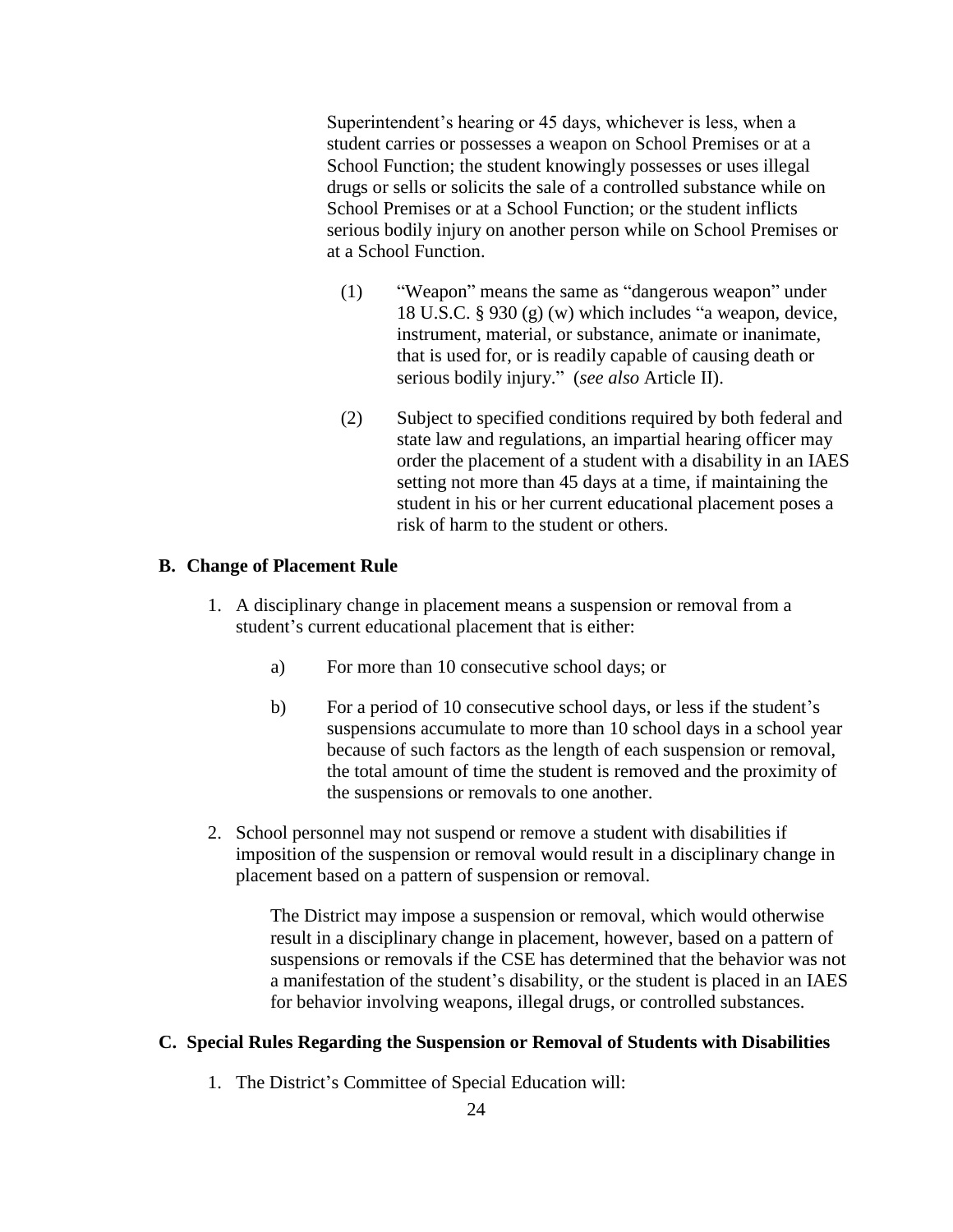Superintendent's hearing or 45 days, whichever is less, when a student carries or possesses a weapon on School Premises or at a School Function; the student knowingly possesses or uses illegal drugs or sells or solicits the sale of a controlled substance while on School Premises or at a School Function; or the student inflicts serious bodily injury on another person while on School Premises or at a School Function.

(1) "Weapon" means the same as "dangerous weapon" under 18 U.S.C. § 930 (g) (w) which includes "a weapon, device, instrument, material, or substance, animate or inanimate, that is used for, or is readily capable of causing death or serious bodily injury." (*see also* Article II).

(2) Subject to specified conditions required by both federal and state law and regulations, an impartial hearing officer may order the placement of a student with a disability in an IAES setting not more than 45 days at a time, if maintaining the student in his or her current educational placement poses a risk of harm to the student or others.

**B. Change of Placement Rule**

1. A disciplinary change in placement means a suspension or removal from a student's current educational placement that is either:

   a) For more than 10 consecutive school days; or

   b) For a period of 10 consecutive school days, or less if the student's suspensions accumulate to more than 10 school days in a school year because of such factors as the length of each suspension or removal, the total amount of time the student is removed and the proximity of the suspensions or removals to one another.

2. School personnel may not suspend or remove a student with disabilities if imposition of the suspension or removal would result in a disciplinary change in placement based on a pattern of suspension or removal.

   The District may impose a suspension or removal, which would otherwise result in a disciplinary change in placement, however, based on a pattern of suspensions or removals if the CSE has determined that the behavior was not a manifestation of the student's disability, or the student is placed in an IAES for behavior involving weapons, illegal drugs, or controlled substances.

**C. Special Rules Regarding the Suspension or Removal of Students with Disabilities**

1. The District's Committee of Special Education will: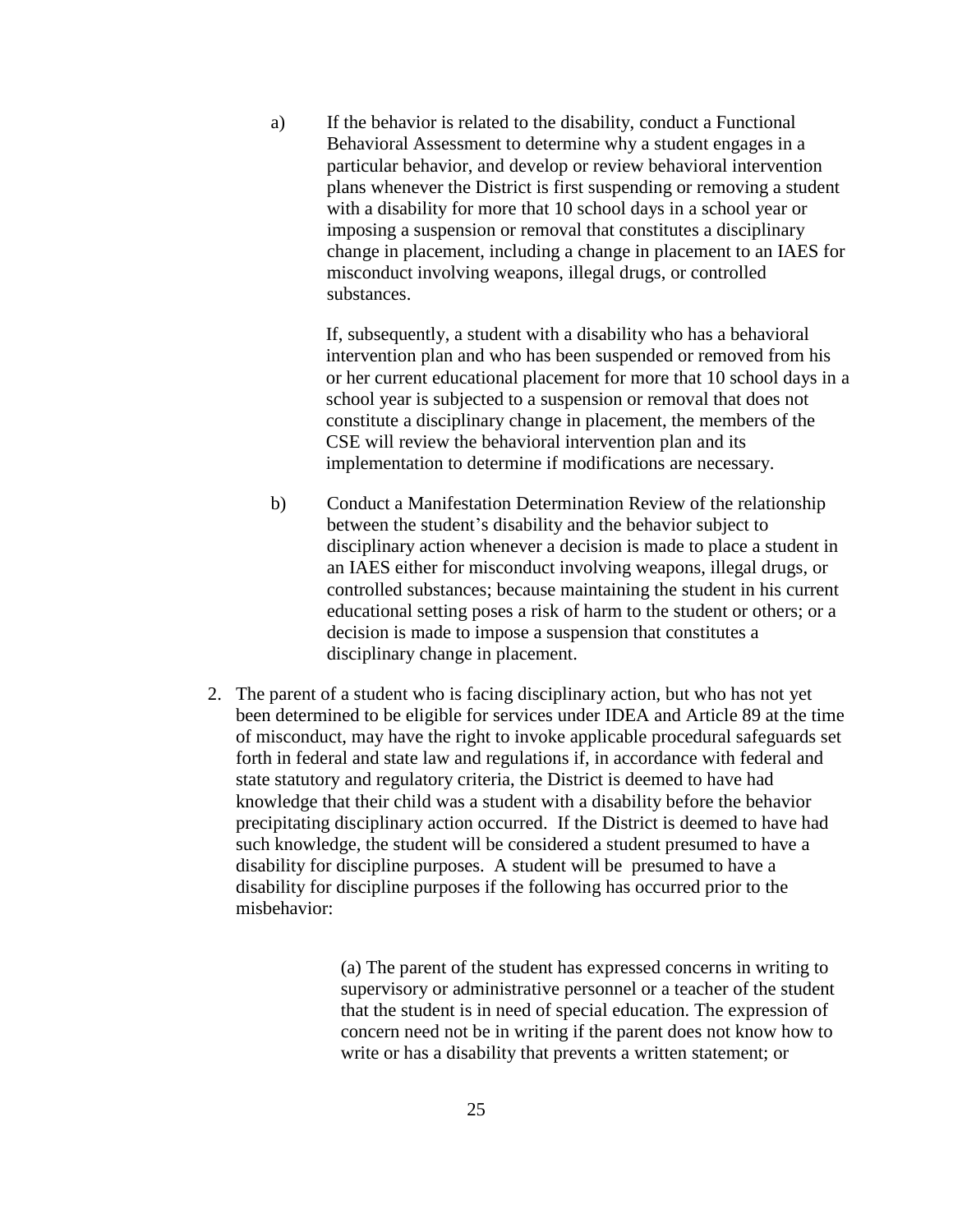a) If the behavior is related to the disability, conduct a Functional Behavioral Assessment to determine why a student engages in a particular behavior, and develop or review behavioral intervention plans whenever the District is first suspending or removing a student with a disability for more that 10 school days in a school year or imposing a suspension or removal that constitutes a disciplinary change in placement, including a change in placement to an IAES for misconduct involving weapons, illegal drugs, or controlled substances.

   If, subsequently, a student with a disability who has a behavioral intervention plan and who has been suspended or removed from his or her current educational placement for more that 10 school days in a school year is subjected to a suspension or removal that does not constitute a disciplinary change in placement, the members of the CSE will review the behavioral intervention plan and its implementation to determine if modifications are necessary.

b) Conduct a Manifestation Determination Review of the relationship between the student's disability and the behavior subject to disciplinary action whenever a decision is made to place a student in an IAES either for misconduct involving weapons, illegal drugs, or controlled substances; because maintaining the student in his current educational setting poses a risk of harm to the student or others; or a decision is made to impose a suspension that constitutes a disciplinary change in placement.

2. The parent of a student who is facing disciplinary action, but who has not yet been determined to be eligible for services under IDEA and Article 89 at the time of misconduct, may have the right to invoke applicable procedural safeguards set forth in federal and state law and regulations if, in accordance with federal and state statutory and regulatory criteria, the District is deemed to have had knowledge that their child was a student with a disability before the behavior precipitating disciplinary action occurred. If the District is deemed to have had such knowledge, the student will be considered a student presumed to have a disability for discipline purposes. A student will be presumed to have a disability for discipline purposes if the following has occurred prior to the misbehavior:

   (a) The parent of the student has expressed concerns in writing to supervisory or administrative personnel or a teacher of the student that the student is in need of special education. The expression of concern need not be in writing if the parent does not know how to write or has a disability that prevents a written statement; or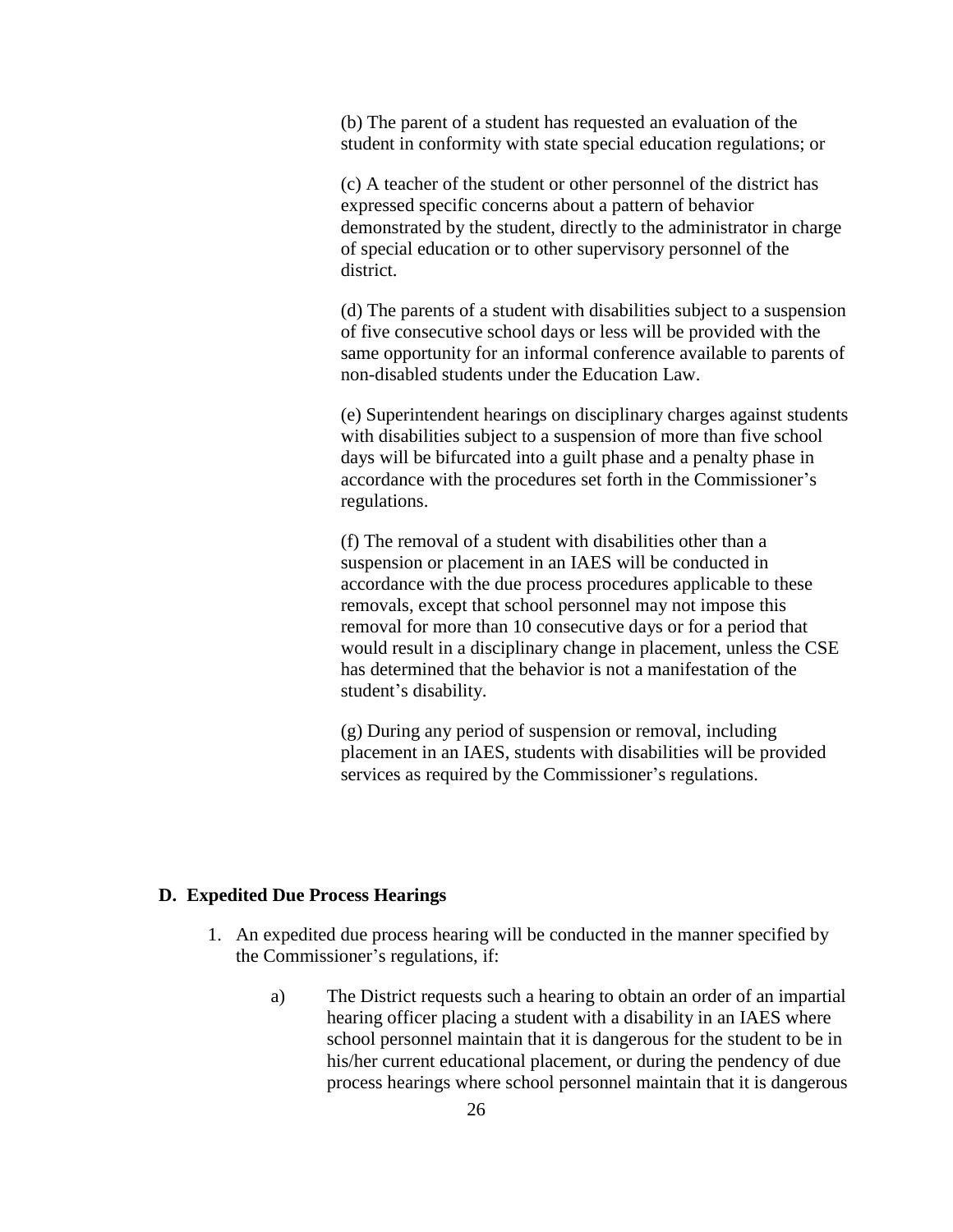(b) The parent of a student has requested an evaluation of the student in conformity with state special education regulations; or

(c) A teacher of the student or other personnel of the district has expressed specific concerns about a pattern of behavior demonstrated by the student, directly to the administrator in charge of special education or to other supervisory personnel of the district.

(d) The parents of a student with disabilities subject to a suspension of five consecutive school days or less will be provided with the same opportunity for an informal conference available to parents of non-disabled students under the Education Law.

(e) Superintendent hearings on disciplinary charges against students with disabilities subject to a suspension of more than five school days will be bifurcated into a guilt phase and a penalty phase in accordance with the procedures set forth in the Commissioner's regulations.

(f) The removal of a student with disabilities other than a suspension or placement in an IAES will be conducted in accordance with the due process procedures applicable to these removals, except that school personnel may not impose this removal for more than 10 consecutive days or for a period that would result in a disciplinary change in placement, unless the CSE has determined that the behavior is not a manifestation of the student's disability.

(g) During any period of suspension or removal, including placement in an IAES, students with disabilities will be provided services as required by the Commissioner's regulations.

### D. Expedited Due Process Hearings

1. An expedited due process hearing will be conducted in the manner specified by the Commissioner's regulations, if:

   a) The District requests such a hearing to obtain an order of an impartial hearing officer placing a student with a disability in an IAES where school personnel maintain that it is dangerous for the student to be in his/her current educational placement, or during the pendency of due process hearings where school personnel maintain that it is dangerous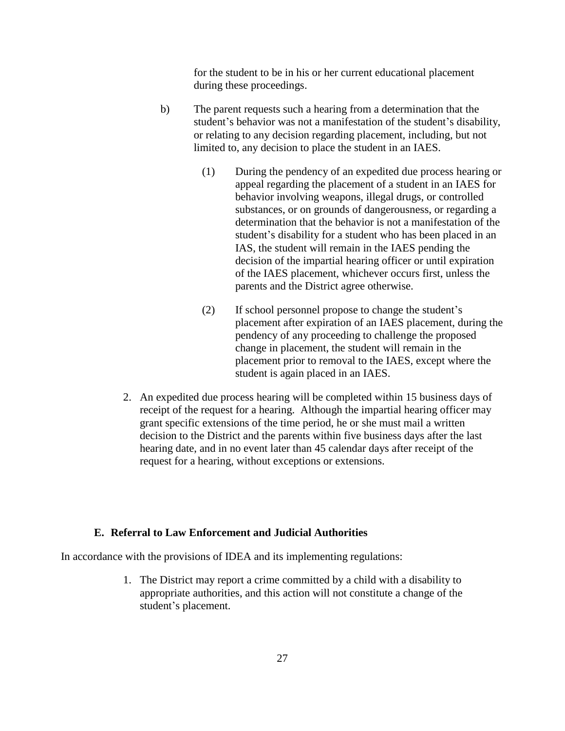for the student to be in his or her current educational placement during these proceedings.

b) The parent requests such a hearing from a determination that the student's behavior was not a manifestation of the student's disability, or relating to any decision regarding placement, including, but not limited to, any decision to place the student in an IAES.

(1) During the pendency of an expedited due process hearing or appeal regarding the placement of a student in an IAES for behavior involving weapons, illegal drugs, or controlled substances, or on grounds of dangerousness, or regarding a determination that the behavior is not a manifestation of the student's disability for a student who has been placed in an IAS, the student will remain in the IAES pending the decision of the impartial hearing officer or until expiration of the IAES placement, whichever occurs first, unless the parents and the District agree otherwise.

(2) If school personnel propose to change the student's placement after expiration of an IAES placement, during the pendency of any proceeding to challenge the proposed change in placement, the student will remain in the placement prior to removal to the IAES, except where the student is again placed in an IAES.

2. An expedited due process hearing will be completed within 15 business days of receipt of the request for a hearing. Although the impartial hearing officer may grant specific extensions of the time period, he or she must mail a written decision to the District and the parents within five business days after the last hearing date, and in no event later than 45 calendar days after receipt of the request for a hearing, without exceptions or extensions.

### E. Referral to Law Enforcement and Judicial Authorities

In accordance with the provisions of IDEA and its implementing regulations:

1. The District may report a crime committed by a child with a disability to appropriate authorities, and this action will not constitute a change of the student's placement.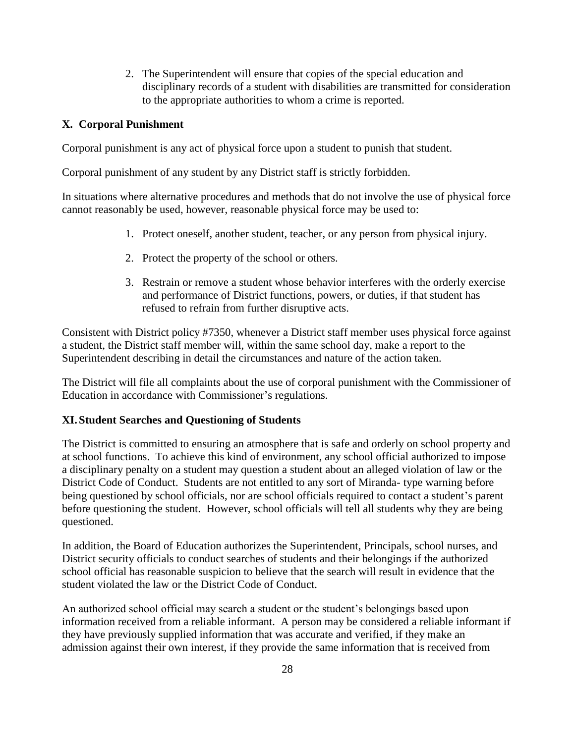2. The Superintendent will ensure that copies of the special education and disciplinary records of a student with disabilities are transmitted for consideration to the appropriate authorities to whom a crime is reported.

## X. Corporal Punishment

Corporal punishment is any act of physical force upon a student to punish that student.

Corporal punishment of any student by any District staff is strictly forbidden.

In situations where alternative procedures and methods that do not involve the use of physical force cannot reasonably be used, however, reasonable physical force may be used to:

1. Protect oneself, another student, teacher, or any person from physical injury.
2. Protect the property of the school or others.
3. Restrain or remove a student whose behavior interferes with the orderly exercise and performance of District functions, powers, or duties, if that student has refused to refrain from further disruptive acts.

Consistent with District policy #7350, whenever a District staff member uses physical force against a student, the District staff member will, within the same school day, make a report to the Superintendent describing in detail the circumstances and nature of the action taken.

The District will file all complaints about the use of corporal punishment with the Commissioner of Education in accordance with Commissioner's regulations.

## XI. Student Searches and Questioning of Students

The District is committed to ensuring an atmosphere that is safe and orderly on school property and at school functions. To achieve this kind of environment, any school official authorized to impose a disciplinary penalty on a student may question a student about an alleged violation of law or the District Code of Conduct. Students are not entitled to any sort of Miranda- type warning before being questioned by school officials, nor are school officials required to contact a student's parent before questioning the student. However, school officials will tell all students why they are being questioned.

In addition, the Board of Education authorizes the Superintendent, Principals, school nurses, and District security officials to conduct searches of students and their belongings if the authorized school official has reasonable suspicion to believe that the search will result in evidence that the student violated the law or the District Code of Conduct.

An authorized school official may search a student or the student's belongings based upon information received from a reliable informant. A person may be considered a reliable informant if they have previously supplied information that was accurate and verified, if they make an admission against their own interest, if they provide the same information that is received from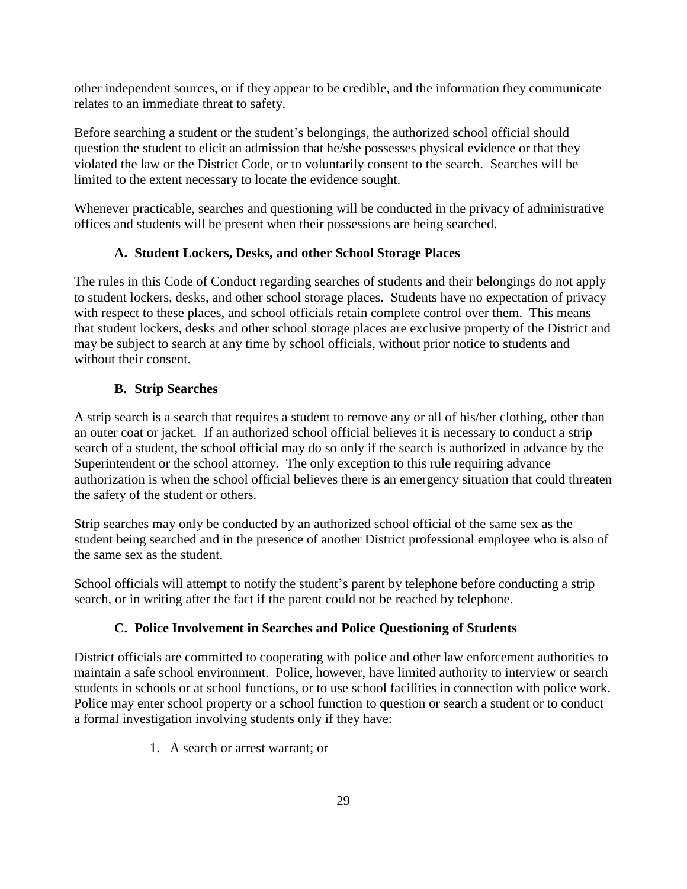other independent sources, or if they appear to be credible, and the information they communicate relates to an immediate threat to safety.

Before searching a student or the student's belongings, the authorized school official should question the student to elicit an admission that he/she possesses physical evidence or that they violated the law or the District Code, or to voluntarily consent to the search. Searches will be limited to the extent necessary to locate the evidence sought.

Whenever practicable, searches and questioning will be conducted in the privacy of administrative offices and students will be present when their possessions are being searched.

### A. Student Lockers, Desks, and other School Storage Places

The rules in this Code of Conduct regarding searches of students and their belongings do not apply to student lockers, desks, and other school storage places. Students have no expectation of privacy with respect to these places, and school officials retain complete control over them. This means that student lockers, desks and other school storage places are exclusive property of the District and may be subject to search at any time by school officials, without prior notice to students and without their consent.

### B. Strip Searches

A strip search is a search that requires a student to remove any or all of his/her clothing, other than an outer coat or jacket. If an authorized school official believes it is necessary to conduct a strip search of a student, the school official may do so only if the search is authorized in advance by the Superintendent or the school attorney. The only exception to this rule requiring advance authorization is when the school official believes there is an emergency situation that could threaten the safety of the student or others.

Strip searches may only be conducted by an authorized school official of the same sex as the student being searched and in the presence of another District professional employee who is also of the same sex as the student.

School officials will attempt to notify the student's parent by telephone before conducting a strip search, or in writing after the fact if the parent could not be reached by telephone.

### C. Police Involvement in Searches and Police Questioning of Students

District officials are committed to cooperating with police and other law enforcement authorities to maintain a safe school environment. Police, however, have limited authority to interview or search students in schools or at school functions, or to use school facilities in connection with police work. Police may enter school property or a school function to question or search a student or to conduct a formal investigation involving students only if they have:

1. A search or arrest warrant; or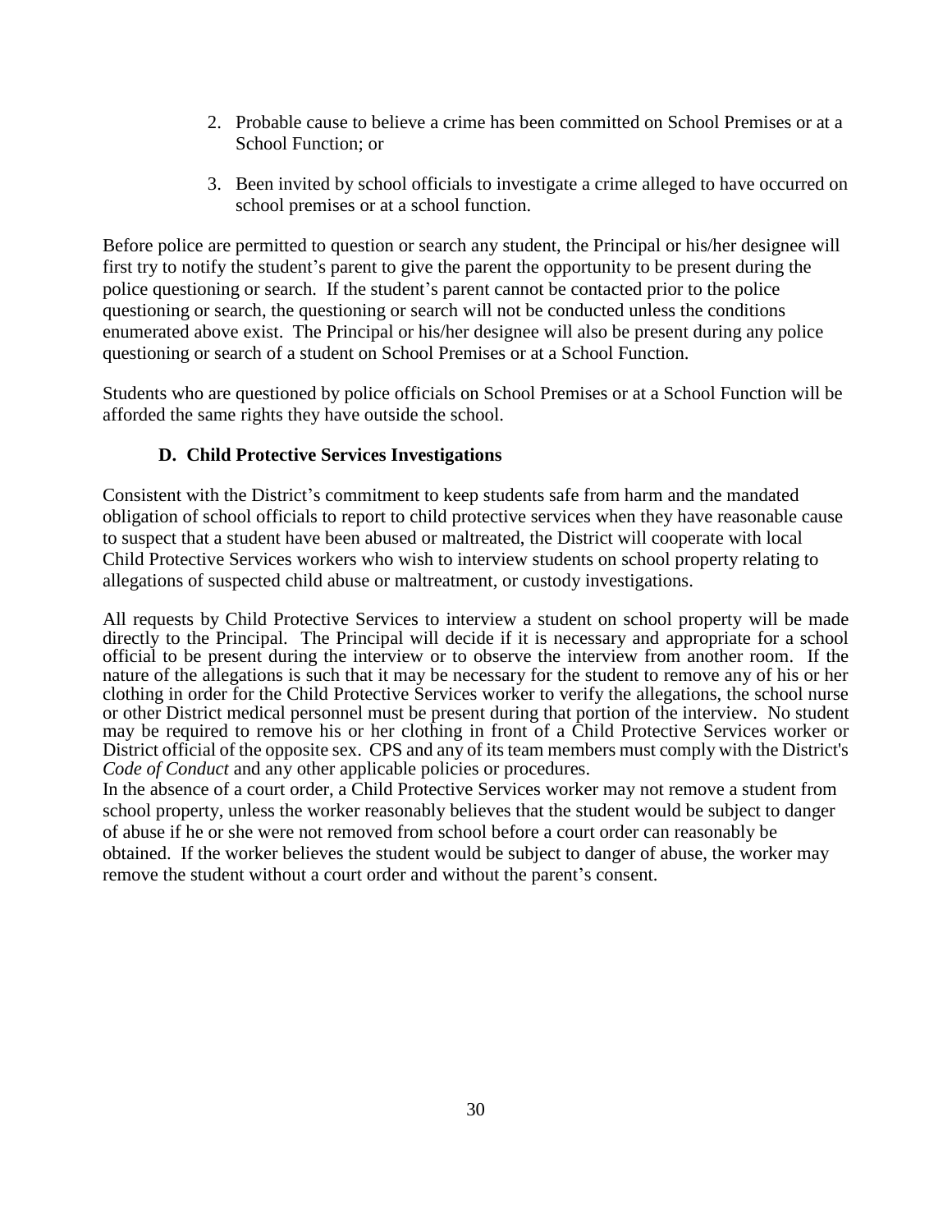2. Probable cause to believe a crime has been committed on School Premises or at a School Function; or

3. Been invited by school officials to investigate a crime alleged to have occurred on school premises or at a school function.

Before police are permitted to question or search any student, the Principal or his/her designee will first try to notify the student's parent to give the parent the opportunity to be present during the police questioning or search. If the student's parent cannot be contacted prior to the police questioning or search, the questioning or search will not be conducted unless the conditions enumerated above exist. The Principal or his/her designee will also be present during any police questioning or search of a student on School Premises or at a School Function.

Students who are questioned by police officials on School Premises or at a School Function will be afforded the same rights they have outside the school.

### D. Child Protective Services Investigations

Consistent with the District's commitment to keep students safe from harm and the mandated obligation of school officials to report to child protective services when they have reasonable cause to suspect that a student have been abused or maltreated, the District will cooperate with local Child Protective Services workers who wish to interview students on school property relating to allegations of suspected child abuse or maltreatment, or custody investigations.

All requests by Child Protective Services to interview a student on school property will be made directly to the Principal. The Principal will decide if it is necessary and appropriate for a school official to be present during the interview or to observe the interview from another room. If the nature of the allegations is such that it may be necessary for the student to remove any of his or her clothing in order for the Child Protective Services worker to verify the allegations, the school nurse or other District medical personnel must be present during that portion of the interview. No student may be required to remove his or her clothing in front of a Child Protective Services worker or District official of the opposite sex. CPS and any of its team members must comply with the District's *Code of Conduct* and any other applicable policies or procedures.

In the absence of a court order, a Child Protective Services worker may not remove a student from school property, unless the worker reasonably believes that the student would be subject to danger of abuse if he or she were not removed from school before a court order can reasonably be obtained. If the worker believes the student would be subject to danger of abuse, the worker may remove the student without a court order and without the parent's consent.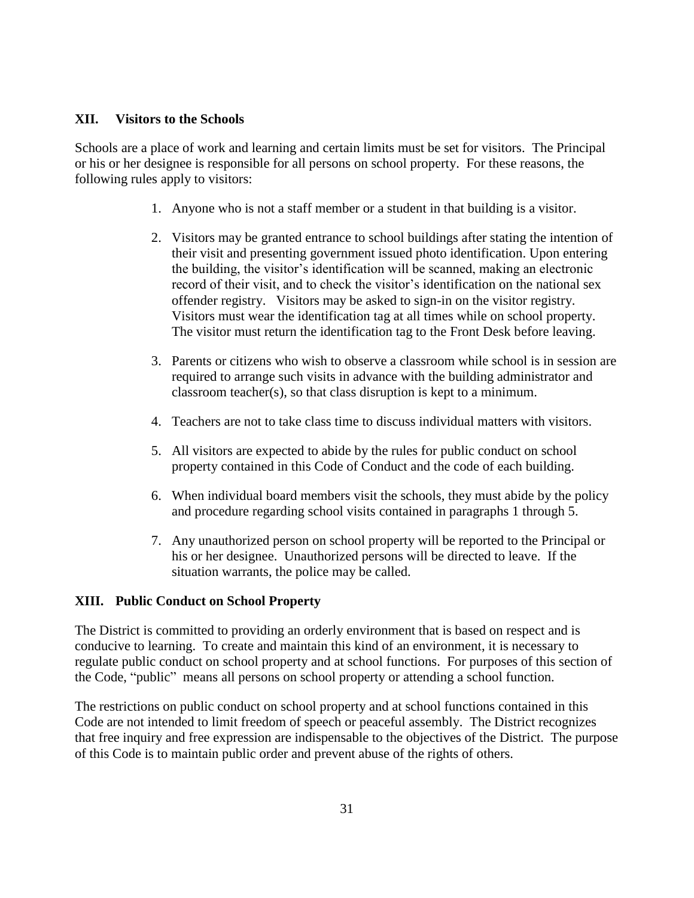## XII. Visitors to the Schools

Schools are a place of work and learning and certain limits must be set for visitors. The Principal or his or her designee is responsible for all persons on school property. For these reasons, the following rules apply to visitors:

1. Anyone who is not a staff member or a student in that building is a visitor.

2. Visitors may be granted entrance to school buildings after stating the intention of their visit and presenting government issued photo identification. Upon entering the building, the visitor's identification will be scanned, making an electronic record of their visit, and to check the visitor's identification on the national sex offender registry. Visitors may be asked to sign-in on the visitor registry. Visitors must wear the identification tag at all times while on school property. The visitor must return the identification tag to the Front Desk before leaving.

3. Parents or citizens who wish to observe a classroom while school is in session are required to arrange such visits in advance with the building administrator and classroom teacher(s), so that class disruption is kept to a minimum.

4. Teachers are not to take class time to discuss individual matters with visitors.

5. All visitors are expected to abide by the rules for public conduct on school property contained in this Code of Conduct and the code of each building.

6. When individual board members visit the schools, they must abide by the policy and procedure regarding school visits contained in paragraphs 1 through 5.

7. Any unauthorized person on school property will be reported to the Principal or his or her designee. Unauthorized persons will be directed to leave. If the situation warrants, the police may be called.

## XIII. Public Conduct on School Property

The District is committed to providing an orderly environment that is based on respect and is conducive to learning. To create and maintain this kind of an environment, it is necessary to regulate public conduct on school property and at school functions. For purposes of this section of the Code, "public" means all persons on school property or attending a school function.

The restrictions on public conduct on school property and at school functions contained in this Code are not intended to limit freedom of speech or peaceful assembly. The District recognizes that free inquiry and free expression are indispensable to the objectives of the District. The purpose of this Code is to maintain public order and prevent abuse of the rights of others.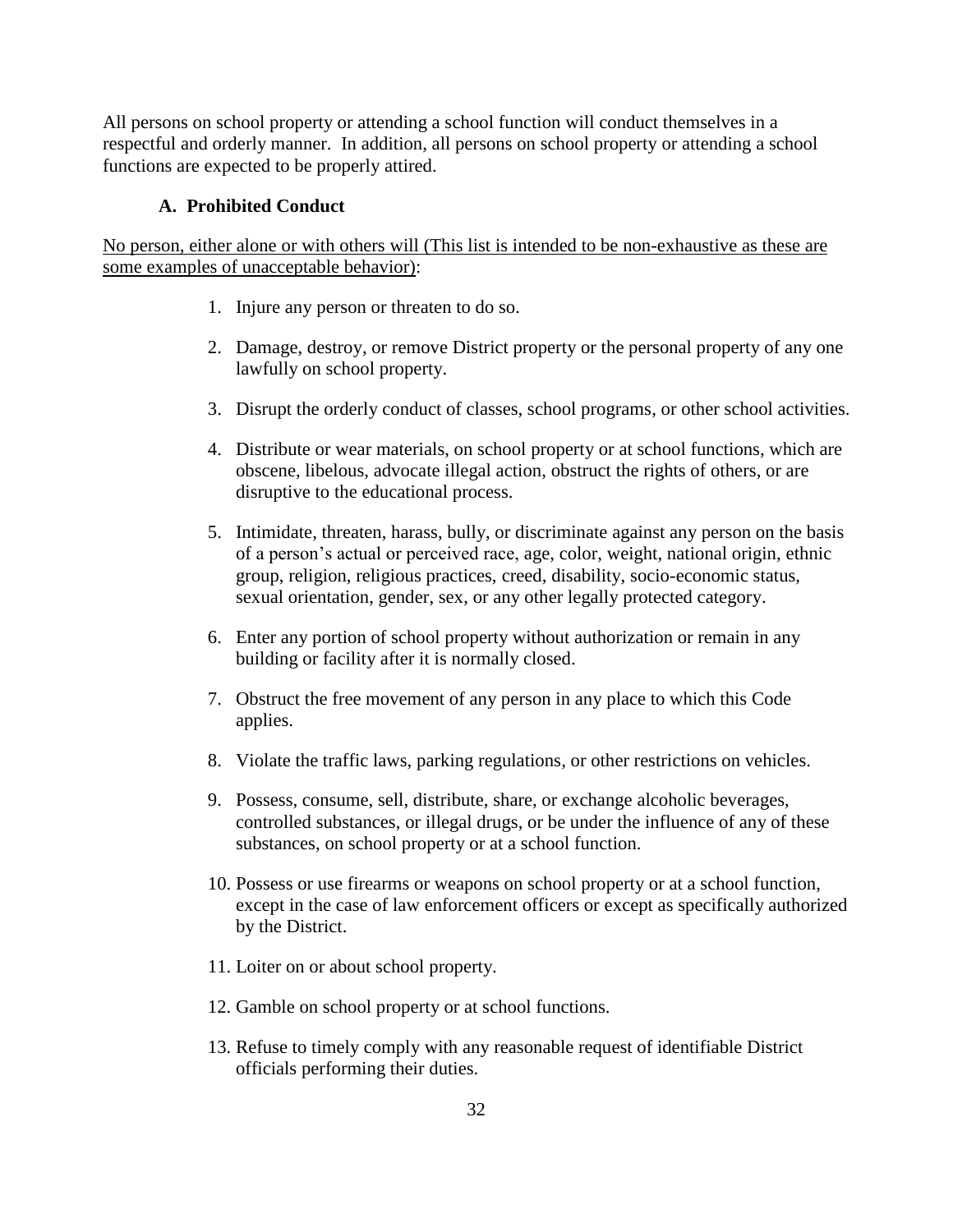All persons on school property or attending a school function will conduct themselves in a respectful and orderly manner. In addition, all persons on school property or attending a school functions are expected to be properly attired.

### A. Prohibited Conduct

No person, either alone or with others will (This list is intended to be non-exhaustive as these are some examples of unacceptable behavior):

1. Injure any person or threaten to do so.
2. Damage, destroy, or remove District property or the personal property of any one lawfully on school property.
3. Disrupt the orderly conduct of classes, school programs, or other school activities.
4. Distribute or wear materials, on school property or at school functions, which are obscene, libelous, advocate illegal action, obstruct the rights of others, or are disruptive to the educational process.
5. Intimidate, threaten, harass, bully, or discriminate against any person on the basis of a person's actual or perceived race, age, color, weight, national origin, ethnic group, religion, religious practices, creed, disability, socio-economic status, sexual orientation, gender, sex, or any other legally protected category.
6. Enter any portion of school property without authorization or remain in any building or facility after it is normally closed.
7. Obstruct the free movement of any person in any place to which this Code applies.
8. Violate the traffic laws, parking regulations, or other restrictions on vehicles.
9. Possess, consume, sell, distribute, share, or exchange alcoholic beverages, controlled substances, or illegal drugs, or be under the influence of any of these substances, on school property or at a school function.
10. Possess or use firearms or weapons on school property or at a school function, except in the case of law enforcement officers or except as specifically authorized by the District.
11. Loiter on or about school property.
12. Gamble on school property or at school functions.
13. Refuse to timely comply with any reasonable request of identifiable District officials performing their duties.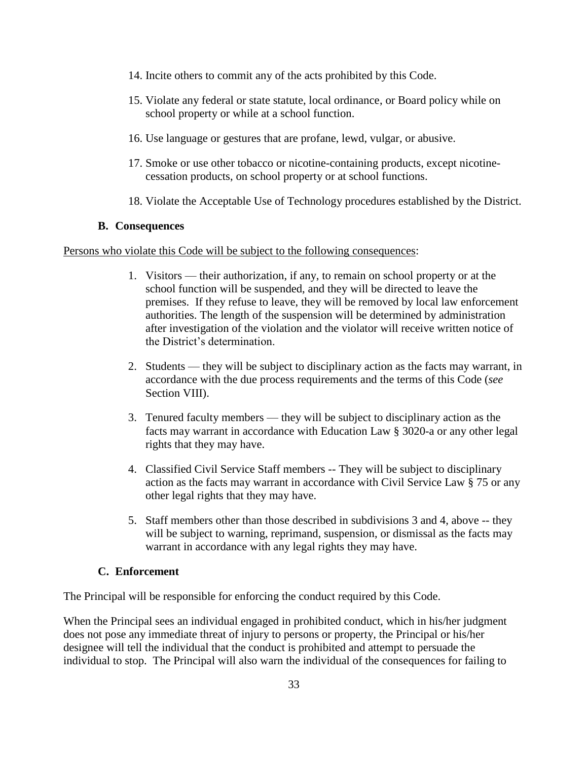14. Incite others to commit any of the acts prohibited by this Code.

15. Violate any federal or state statute, local ordinance, or Board policy while on school property or while at a school function.

16. Use language or gestures that are profane, lewd, vulgar, or abusive.

17. Smoke or use other tobacco or nicotine-containing products, except nicotine-cessation products, on school property or at school functions.

18. Violate the Acceptable Use of Technology procedures established by the District.

### B. Consequences

Persons who violate this Code will be subject to the following consequences:

1. Visitors — their authorization, if any, to remain on school property or at the school function will be suspended, and they will be directed to leave the premises. If they refuse to leave, they will be removed by local law enforcement authorities. The length of the suspension will be determined by administration after investigation of the violation and the violator will receive written notice of the District's determination.

2. Students — they will be subject to disciplinary action as the facts may warrant, in accordance with the due process requirements and the terms of this Code (*see* Section VIII).

3. Tenured faculty members — they will be subject to disciplinary action as the facts may warrant in accordance with Education Law § 3020-a or any other legal rights that they may have.

4. Classified Civil Service Staff members -- They will be subject to disciplinary action as the facts may warrant in accordance with Civil Service Law § 75 or any other legal rights that they may have.

5. Staff members other than those described in subdivisions 3 and 4, above -- they will be subject to warning, reprimand, suspension, or dismissal as the facts may warrant in accordance with any legal rights they may have.

### C. Enforcement

The Principal will be responsible for enforcing the conduct required by this Code.

When the Principal sees an individual engaged in prohibited conduct, which in his/her judgment does not pose any immediate threat of injury to persons or property, the Principal or his/her designee will tell the individual that the conduct is prohibited and attempt to persuade the individual to stop. The Principal will also warn the individual of the consequences for failing to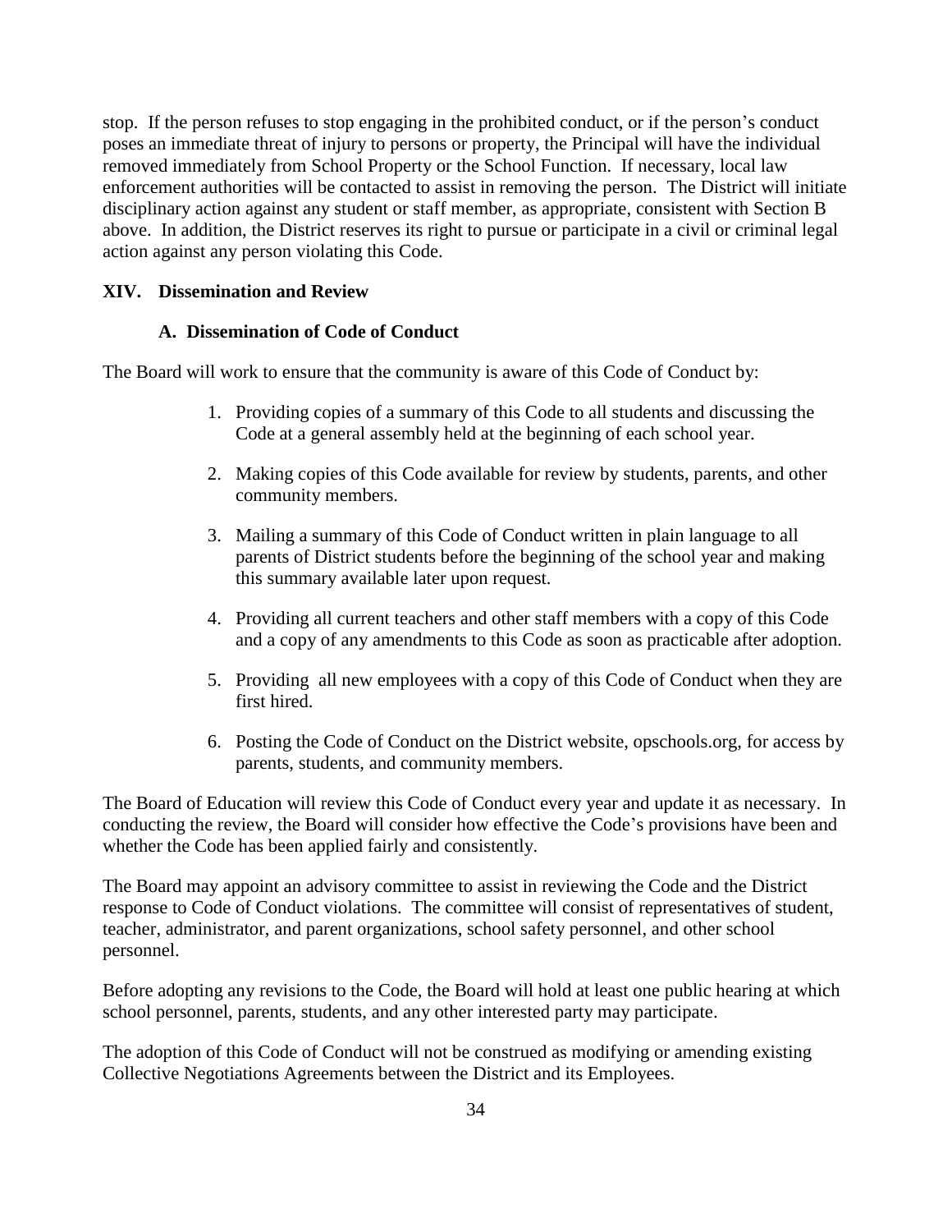stop. If the person refuses to stop engaging in the prohibited conduct, or if the person's conduct poses an immediate threat of injury to persons or property, the Principal will have the individual removed immediately from School Property or the School Function. If necessary, local law enforcement authorities will be contacted to assist in removing the person. The District will initiate disciplinary action against any student or staff member, as appropriate, consistent with Section B above. In addition, the District reserves its right to pursue or participate in a civil or criminal legal action against any person violating this Code.

## XIV. Dissemination and Review

### A. Dissemination of Code of Conduct

The Board will work to ensure that the community is aware of this Code of Conduct by:

1. Providing copies of a summary of this Code to all students and discussing the Code at a general assembly held at the beginning of each school year.
2. Making copies of this Code available for review by students, parents, and other community members.
3. Mailing a summary of this Code of Conduct written in plain language to all parents of District students before the beginning of the school year and making this summary available later upon request.
4. Providing all current teachers and other staff members with a copy of this Code and a copy of any amendments to this Code as soon as practicable after adoption.
5. Providing all new employees with a copy of this Code of Conduct when they are first hired.
6. Posting the Code of Conduct on the District website, opschools.org, for access by parents, students, and community members.

The Board of Education will review this Code of Conduct every year and update it as necessary. In conducting the review, the Board will consider how effective the Code's provisions have been and whether the Code has been applied fairly and consistently.

The Board may appoint an advisory committee to assist in reviewing the Code and the District response to Code of Conduct violations. The committee will consist of representatives of student, teacher, administrator, and parent organizations, school safety personnel, and other school personnel.

Before adopting any revisions to the Code, the Board will hold at least one public hearing at which school personnel, parents, students, and any other interested party may participate.

The adoption of this Code of Conduct will not be construed as modifying or amending existing Collective Negotiations Agreements between the District and its Employees.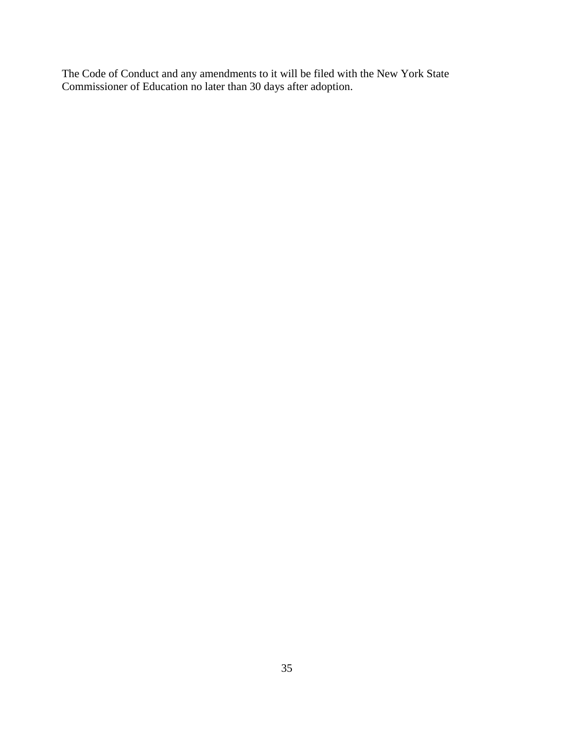The Code of Conduct and any amendments to it will be filed with the New York State Commissioner of Education no later than 30 days after adoption.